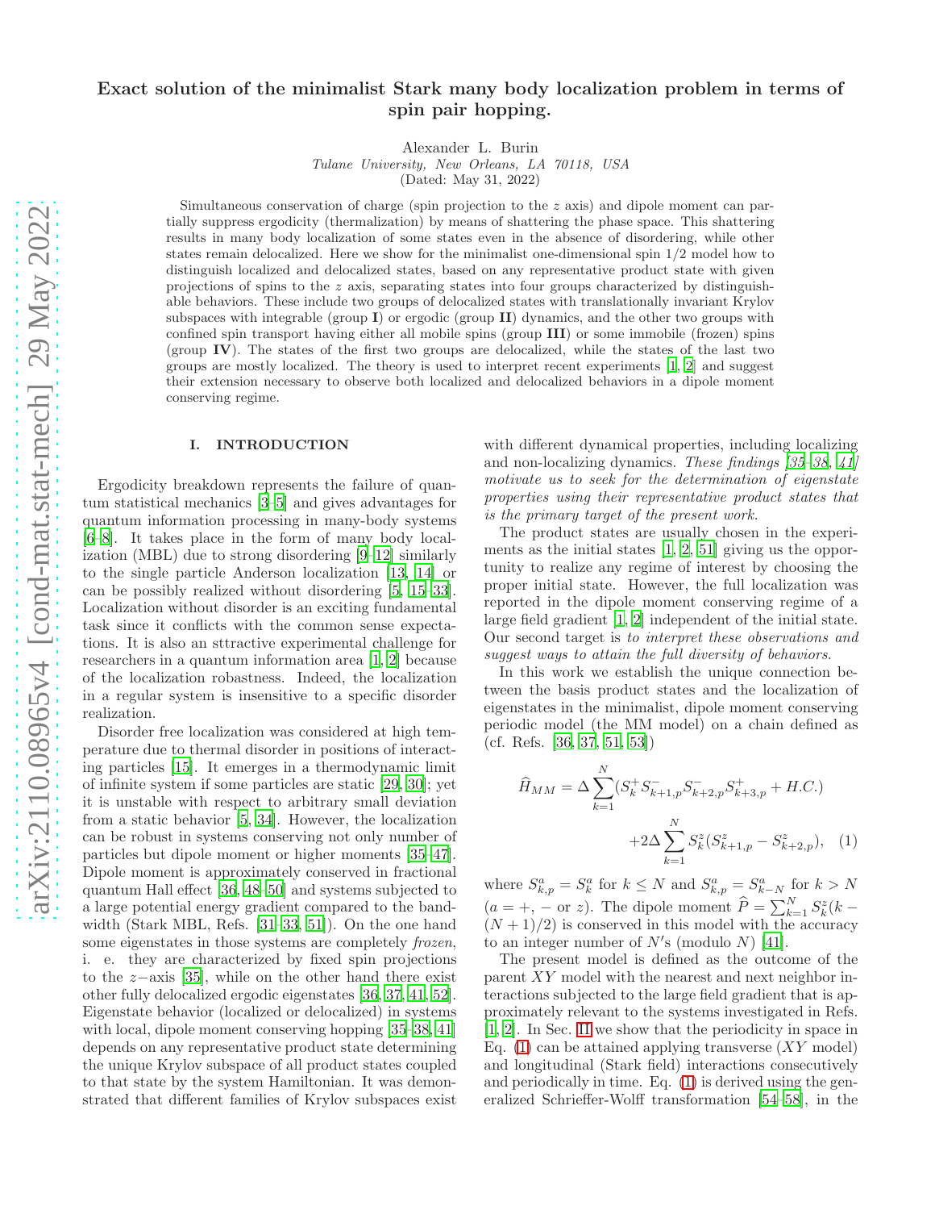# Exact solution of the minimalist Stark many body localization problem in terms of spin pair hopping.

Alexander L. Burin

*Tulane University, New Orleans, LA 70118, USA*

(Dated: May 31, 2022)

Simultaneous conservation of charge (spin projection to the $z$ axis) and dipole moment can partially suppress ergodicity (thermalization) by means of shattering the phase space. This shattering results in many body localization of some states even in the absence of disordering, while other states remain delocalized. Here we show for the minimalist one-dimensional spin 1/2 model how to distinguish localized and delocalized states, based on any representative product state with given projections of spins to the $z$ axis, separating states into four groups characterized by distinguishable behaviors. These include two groups of delocalized states with translationally invariant Krylov subspaces with integrable (group **I**) or ergodic (group **II**) dynamics, and the other two groups with confined spin transport having either all mobile spins (group **III**) or some immobile (frozen) spins (group **IV**). The states of the first two groups are delocalized, while the states of the last two groups are mostly localized. The theory is used to interpret recent experiments [1, 2] and suggest their extension necessary to observe both localized and delocalized behaviors in a dipole moment conserving regime.

## I. INTRODUCTION

Ergodicity breakdown represents the failure of quantum statistical mechanics [3–5] and gives advantages for quantum information processing in many-body systems [6–8]. It takes place in the form of many body localization (MBL) due to strong disordering [9–12] similarly to the single particle Anderson localization [13, 14] or can be possibly realized without disordering [5, 15–33]. Localization without disorder is an exciting fundamental task since it conflicts with the common sense expectations. It is also an sttractive experimental challenge for researchers in a quantum information area [1, 2] because of the localization robastness. Indeed, the localization in a regular system is insensitive to a specific disorder realization.

Disorder free localization was considered at high temperature due to thermal disorder in positions of interacting particles [15]. It emerges in a thermodynamic limit of infinite system if some particles are static [29, 30]; yet it is unstable with respect to arbitrary small deviation from a static behavior [5, 34]. However, the localization can be robust in systems conserving not only number of particles but dipole moment or higher moments [35–47]. Dipole moment is approximately conserved in fractional quantum Hall effect [36, 48–50] and systems subjected to a large potential energy gradient compared to the bandwidth (Stark MBL, Refs. [31–33, 51]). On the one hand some eigenstates in those systems are completely *frozen*, i. e. they are characterized by fixed spin projections to the $z-$axis [35], while on the other hand there exist other fully delocalized ergodic eigenstates [36, 37, 41, 52]. Eigenstate behavior (localized or delocalized) in systems with local, dipole moment conserving hopping [35–38, 41] depends on any representative product state determining the unique Krylov subspace of all product states coupled to that state by the system Hamiltonian. It was demonstrated that different families of Krylov subspaces exist with different dynamical properties, including localizing and non-localizing dynamics. *These findings [35–38, 41] motivate us to seek for the determination of eigenstate properties using their representative product states that is the primary target of the present work.*

The product states are usually chosen in the experiments as the initial states [1, 2, 51] giving us the opportunity to realize any regime of interest by choosing the proper initial state. However, the full localization was reported in the dipole moment conserving regime of a large field gradient [1, 2] independent of the initial state. Our second target is *to interpret these observations and suggest ways to attain the full diversity of behaviors.*

In this work we establish the unique connection between the basis product states and the localization of eigenstates in the minimalist, dipole moment conserving periodic model (the MM model) on a chain defined as (cf. Refs. [36, 37, 51, 53])

$$\widehat{H}_{MM} = \Delta \sum_{k=1}^{N} (S_k^{+} S_{k+1,p}^{-} S_{k+2,p}^{-} S_{k+3,p}^{+} + H.C.) + 2\Delta \sum_{k=1}^{N} S_k^{z} (S_{k+1,p}^{z} - S_{k+2,p}^{z}), \quad (1)$$

where $S_{k,p}^{a} = S_k^{a}$ for $k \leq N$ and $S_{k,p}^{a} = S_{k-N}^{a}$ for $k > N$ ($a = +, -$ or $z$). The dipole moment $\widehat{P} = \sum_{k=1}^{N} S_k^{z}(k - (N+1)/2)$ is conserved in this model with the accuracy to an integer number of $N$'s (modulo $N$) [41].

The present model is defined as the outcome of the parent $XY$ model with the nearest and next neighbor interactions subjected to the large field gradient that is approximately relevant to the systems investigated in Refs. [1, 2]. In Sec. II we show that the periodicity in space in Eq. (1) can be attained applying transverse ($XY$ model) and longitudinal (Stark field) interactions consecutively and periodically in time. Eq. (1) is derived using the generalized Schrieffer-Wolff transformation [54–58], in the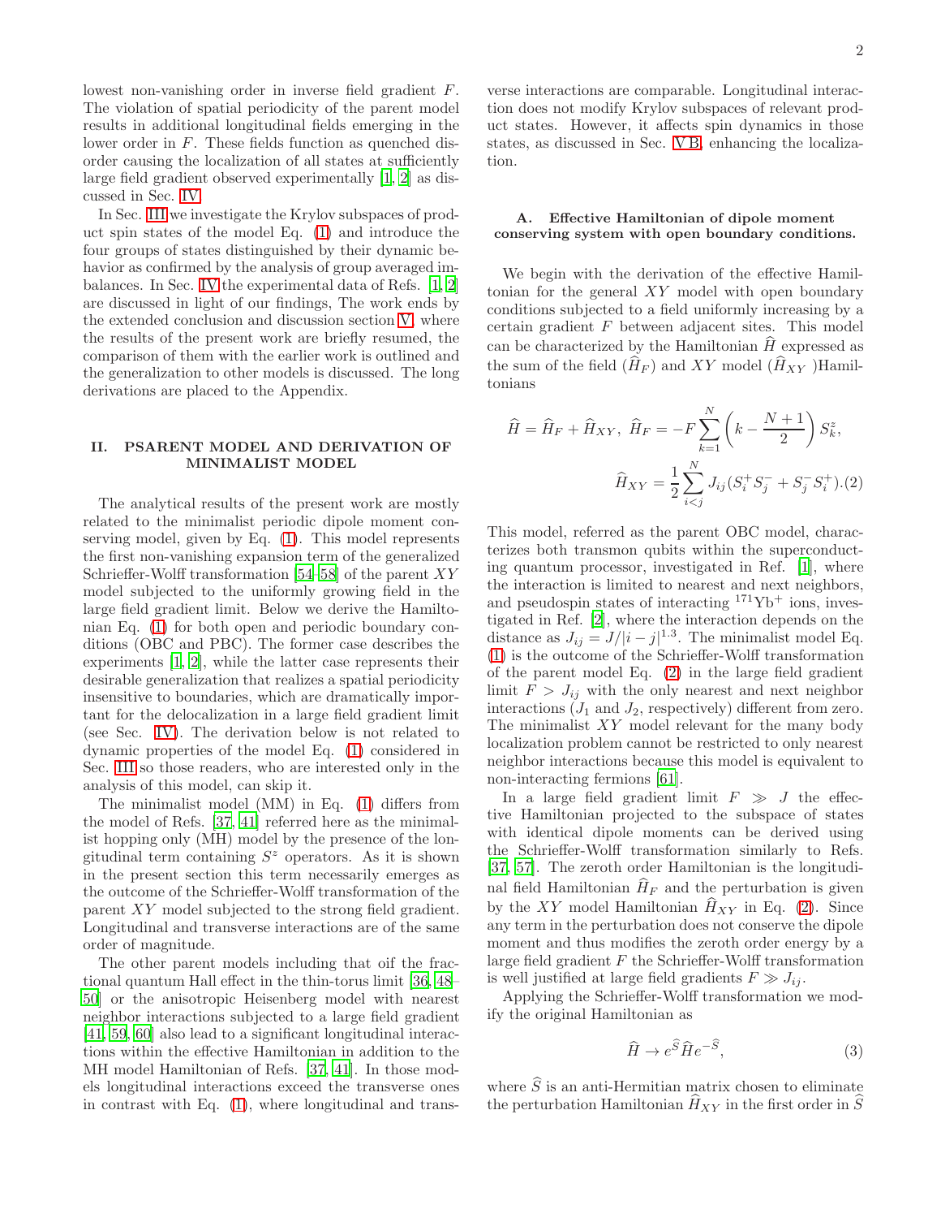lowest non-vanishing order in inverse field gradient $F$. The violation of spatial periodicity of the parent model results in additional longitudinal fields emerging in the lower order in $F$. These fields function as quenched disorder causing the localization of all states at sufficiently large field gradient observed experimentally [1, 2] as discussed in Sec. IV.

In Sec. III we investigate the Krylov subspaces of product spin states of the model Eq. (1) and introduce the four groups of states distinguished by their dynamic behavior as confirmed by the analysis of group averaged imbalances. In Sec. IV the experimental data of Refs. [1, 2] are discussed in light of our findings, The work ends by the extended conclusion and discussion section V, where the results of the present work are briefly resumed, the comparison of them with the earlier work is outlined and the generalization to other models is discussed. The long derivations are placed to the Appendix.

## II. PSARENT MODEL AND DERIVATION OF MINIMALIST MODEL

The analytical results of the present work are mostly related to the minimalist periodic dipole moment conserving model, given by Eq. (1). This model represents the first non-vanishing expansion term of the generalized Schrieffer-Wolff transformation [54–58] of the parent $XY$ model subjected to the uniformly growing field in the large field gradient limit. Below we derive the Hamiltonian Eq. (1) for both open and periodic boundary conditions (OBC and PBC). The former case describes the experiments [1, 2], while the latter case represents their desirable generalization that realizes a spatial periodicity insensitive to boundaries, which are dramatically important for the delocalization in a large field gradient limit (see Sec. IV). The derivation below is not related to dynamic properties of the model Eq. (1) considered in Sec. III so those readers, who are interested only in the analysis of this model, can skip it.

The minimalist model (MM) in Eq. (1) differs from the model of Refs. [37, 41] referred here as the minimalist hopping only (MH) model by the presence of the longitudinal term containing $S^z$ operators. As it is shown in the present section this term necessarily emerges as the outcome of the Schrieffer-Wolff transformation of the parent $XY$ model subjected to the strong field gradient. Longitudinal and transverse interactions are of the same order of magnitude.

The other parent models including that oif the fractional quantum Hall effect in the thin-torus limit [36, 48–50] or the anisotropic Heisenberg model with nearest neighbor interactions subjected to a large field gradient [41, 59, 60] also lead to a significant longitudinal interactions within the effective Hamiltonian in addition to the MH model Hamiltonian of Refs. [37, 41]. In those models longitudinal interactions exceed the transverse ones in contrast with Eq. (1), where longitudinal and transverse interactions are comparable. Longitudinal interaction does not modify Krylov subspaces of relevant product states. However, it affects spin dynamics in those states, as discussed in Sec. V B, enhancing the localization.

### A. Effective Hamiltonian of dipole moment conserving system with open boundary conditions.

We begin with the derivation of the effective Hamiltonian for the general $XY$ model with open boundary conditions subjected to a field uniformly increasing by a certain gradient $F$ between adjacent sites. This model can be characterized by the Hamiltonian $\widehat{H}$ expressed as the sum of the field ($\widehat{H}_F$) and $XY$ model ($\widehat{H}_{XY}$ )Hamiltonians

$$
\widehat{H} = \widehat{H}_F + \widehat{H}_{XY},\ \widehat{H}_F = -F\sum_{k=1}^{N}\left(k - \frac{N+1}{2}\right)S_k^z,
$$
$$
\widehat{H}_{XY} = \frac{1}{2}\sum_{i<j}^{N} J_{ij}(S_i^+S_j^- + S_j^-S_i^+). \quad (2)
$$

This model, referred as the parent OBC model, characterizes both transmon qubits within the superconducting quantum processor, investigated in Ref. [1], where the interaction is limited to nearest and next neighbors, and pseudospin states of interacting $^{171}\mathrm{Yb}^+$ ions, investigated in Ref. [2], where the interaction depends on the distance as $J_{ij} = J/|i-j|^{1.3}$. The minimalist model Eq. (1) is the outcome of the Schrieffer-Wolff transformation of the parent model Eq. (2) in the large field gradient limit $F > J_{ij}$ with the only nearest and next neighbor interactions ($J_1$ and $J_2$, respectively) different from zero. The minimalist $XY$ model relevant for the many body localization problem cannot be restricted to only nearest neighbor interactions because this model is equivalent to non-interacting fermions [61].

In a large field gradient limit $F \gg J$ the effective Hamiltonian projected to the subspace of states with identical dipole moments can be derived using the Schrieffer-Wolff transformation similarly to Refs. [37, 57]. The zeroth order Hamiltonian is the longitudinal field Hamiltonian $\widehat{H}_F$ and the perturbation is given by the $XY$ model Hamiltonian $\widehat{H}_{XY}$ in Eq. (2). Since any term in the perturbation does not conserve the dipole moment and thus modifies the zeroth order energy by a large field gradient $F$ the Schrieffer-Wolff transformation is well justified at large field gradients $F \gg J_{ij}$.

Applying the Schrieffer-Wolff transformation we modify the original Hamiltonian as

$$
\widehat{H} \rightarrow e^{\widehat{S}}\widehat{H}e^{-\widehat{S}}, \quad (3)
$$

where $\widehat{S}$ is an anti-Hermitian matrix chosen to eliminate the perturbation Hamiltonian $\widehat{H}_{XY}$ in the first order in $\widehat{S}$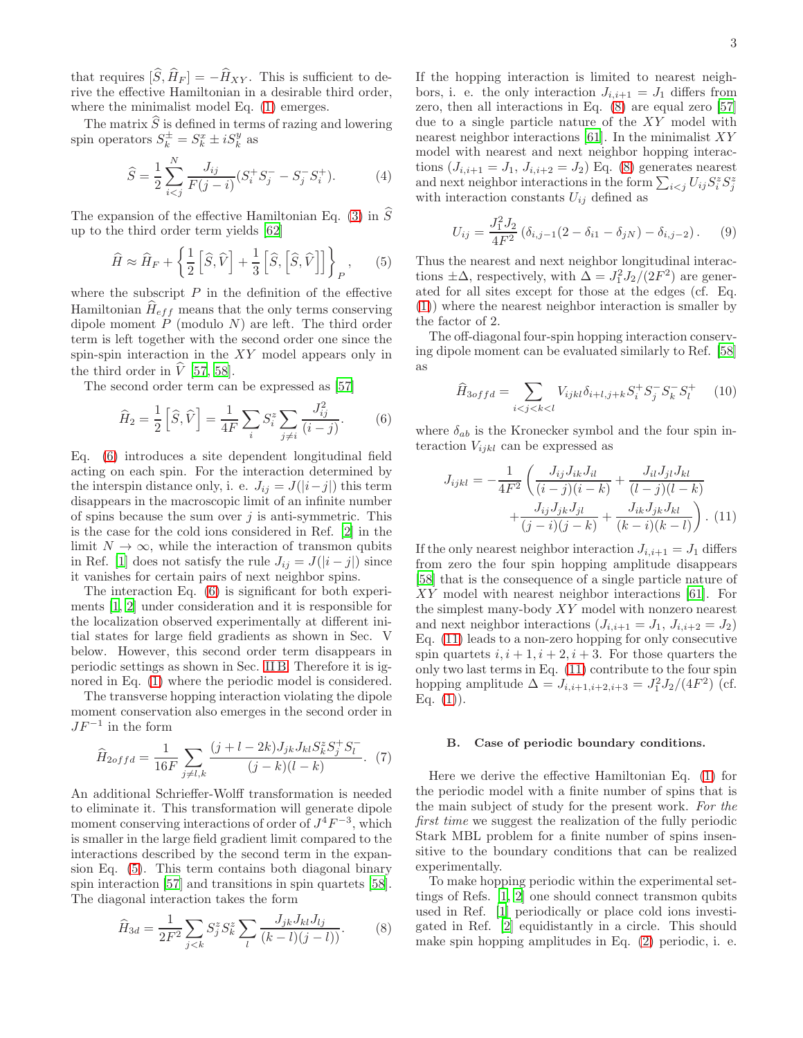that requires $[\widehat{S}, \widehat{H}_F] = -\widehat{H}_{XY}$. This is sufficient to derive the effective Hamiltonian in a desirable third order, where the minimalist model Eq. (1) emerges.

The matrix $\widehat{S}$ is defined in terms of razing and lowering spin operators $S_k^{\pm} = S_k^x \pm i S_k^y$ as

$$\widehat{S} = \frac{1}{2}\sum_{i<j}^{N} \frac{J_{ij}}{F(j-i)}(S_i^+ S_j^- - S_j^- S_i^+). \tag{4}$$

The expansion of the effective Hamiltonian Eq. (3) in $\widehat{S}$ up to the third order term yields [62]

$$\widehat{H} \approx \widehat{H}_F + \left\{ \frac{1}{2}\left[\widehat{S}, \widehat{V}\right] + \frac{1}{3}\left[\widehat{S}, \left[\widehat{S}, \widehat{V}\right]\right] \right\}_P, \tag{5}$$

where the subscript $P$ in the definition of the effective Hamiltonian $\widehat{H}_{eff}$ means that the only terms conserving dipole moment $P$ (modulo $N$) are left. The third order term is left together with the second order one since the spin-spin interaction in the $XY$ model appears only in the third order in $\widehat{V}$ [57, 58].

The second order term can be expressed as [57]

$$\widehat{H}_2 = \frac{1}{2}\left[\widehat{S}, \widehat{V}\right] = \frac{1}{4F}\sum_i S_i^z \sum_{j\neq i} \frac{J_{ij}^2}{(i-j)}. \tag{6}$$

Eq. (6) introduces a site dependent longitudinal field acting on each spin. For the interaction determined by the interspin distance only, i. e. $J_{ij} = J(|i-j|)$ this term disappears in the macroscopic limit of an infinite number of spins because the sum over $j$ is anti-symmetric. This is the case for the cold ions considered in Ref. [2] in the limit $N \to \infty$, while the interaction of transmon qubits in Ref. [1] does not satisfy the rule $J_{ij} = J(|i-j|)$ since it vanishes for certain pairs of next neighbor spins.

The interaction Eq. (6) is significant for both experiments [1, 2] under consideration and it is responsible for the localization observed experimentally at different initial states for large field gradients as shown in Sec. V below. However, this second order term disappears in periodic settings as shown in Sec. II B. Therefore it is ignored in Eq. (1) where the periodic model is considered.

The transverse hopping interaction violating the dipole moment conservation also emerges in the second order in $JF^{-1}$ in the form

$$\widehat{H}_{2offd} = \frac{1}{16F}\sum_{j\neq l,k} \frac{(j+l-2k)J_{jk}J_{kl}S_k^z S_j^+ S_l^-}{(j-k)(l-k)}. \tag{7}$$

An additional Schrieffer-Wolff transformation is needed to eliminate it. This transformation will generate dipole moment conserving interactions of order of $J^4F^{-3}$, which is smaller in the large field gradient limit compared to the interactions described by the second term in the expansion Eq. (5). This term contains both diagonal binary spin interaction [57] and transitions in spin quartets [58]. The diagonal interaction takes the form

$$\widehat{H}_{3d} = \frac{1}{2F^2}\sum_{j<k} S_j^z S_k^z \sum_l \frac{J_{jk}J_{kl}J_{lj}}{(k-l)(j-l))}. \tag{8}$$

If the hopping interaction is limited to nearest neighbors, i. e. the only interaction $J_{i,i+1} = J_1$ differs from zero, then all interactions in Eq. (8) are equal zero [57] due to a single particle nature of the $XY$ model with nearest neighbor interactions [61]. In the minimalist $XY$ model with nearest and next neighbor hopping interactions ($J_{i,i+1} = J_1$, $J_{i,i+2} = J_2$) Eq. (8) generates nearest and next neighbor interactions in the form $\sum_{i<j} U_{ij}S_i^z S_j^z$ with interaction constants $U_{ij}$ defined as

$$U_{ij} = \frac{J_1^2 J_2}{4F^2}\left(\delta_{i,j-1}(2-\delta_{i1}-\delta_{jN}) - \delta_{i,j-2}\right). \tag{9}$$

Thus the nearest and next neighbor longitudinal interactions $\pm\Delta$, respectively, with $\Delta = J_1^2 J_2/(2F^2)$ are generated for all sites except for those at the edges (cf. Eq. (1)) where the nearest neighbor interaction is smaller by the factor of 2.

The off-diagonal four-spin hopping interaction conserving dipole moment can be evaluated similarly to Ref. [58] as

$$\widehat{H}_{3offd} = \sum_{i<j<k<l} V_{ijkl}\delta_{i+l,j+k}S_i^+ S_j^- S_k^- S_l^+ \tag{10}$$

where $\delta_{ab}$ is the Kronecker symbol and the four spin interaction $V_{ijkl}$ can be expressed as

$$J_{ijkl} = -\frac{1}{4F^2}\left(\frac{J_{ij}J_{ik}J_{il}}{(i-j)(i-k)} + \frac{J_{il}J_{jl}J_{kl}}{(l-j)(l-k)} + \frac{J_{ij}J_{jk}J_{jl}}{(j-i)(j-k)} + \frac{J_{ik}J_{jk}J_{kl}}{(k-i)(k-l)}\right). \tag{11}$$

If the only nearest neighbor interaction $J_{i,i+1} = J_1$ differs from zero the four spin hopping amplitude disappears [58] that is the consequence of a single particle nature of $XY$ model with nearest neighbor interactions [61]. For the simplest many-body $XY$ model with nonzero nearest and next neighbor interactions ($J_{i,i+1} = J_1$, $J_{i,i+2} = J_2$) Eq. (11) leads to a non-zero hopping for only consecutive spin quartets $i, i+1, i+2, i+3$. For those quarters the only two last terms in Eq. (11) contribute to the four spin hopping amplitude $\Delta = J_{i,i+1,i+2,i+3} = J_1^2 J_2/(4F^2)$ (cf. Eq. (1)).

### B. Case of periodic boundary conditions.

Here we derive the effective Hamiltonian Eq. (1) for the periodic model with a finite number of spins that is the main subject of study for the present work. *For the first time* we suggest the realization of the fully periodic Stark MBL problem for a finite number of spins insensitive to the boundary conditions that can be realized experimentally.

To make hopping periodic within the experimental settings of Refs. [1, 2] one should connect transmon qubits used in Ref. [1] periodically or place cold ions investigated in Ref. [2] equidistantly in a circle. This should make spin hopping amplitudes in Eq. (2) periodic, i. e.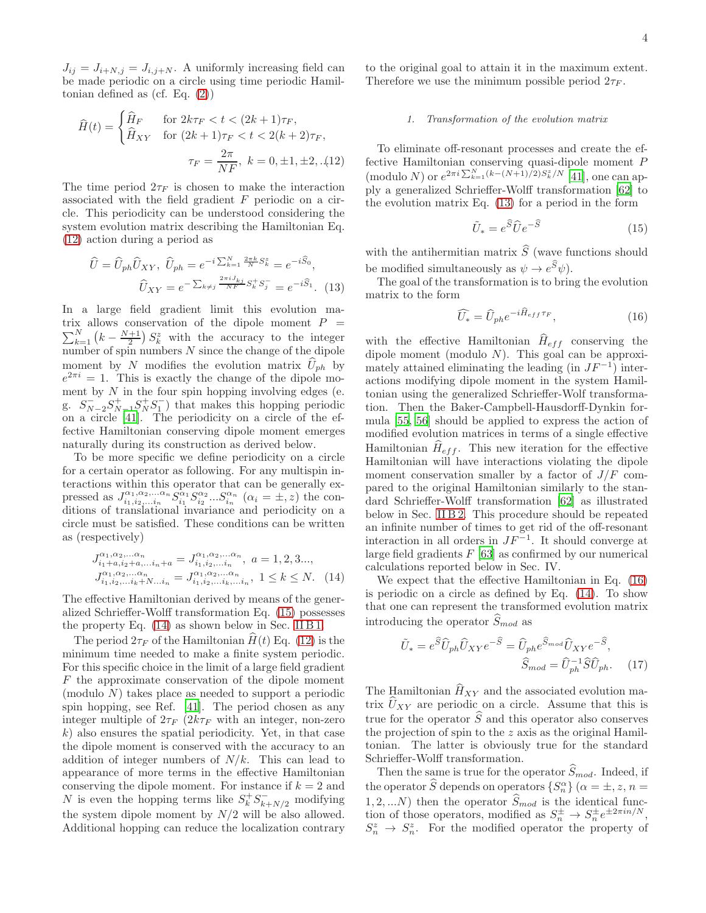$J_{ij} = J_{i+N,j} = J_{i,j+N}$. A uniformly increasing field can be made periodic on a circle using time periodic Hamiltonian defined as (cf. Eq. (2))

$$\widehat{H}(t) = \begin{cases} \widehat{H}_F & \text{for } 2k\tau_F < t < (2k+1)\tau_F, \\ \widehat{H}_{XY} & \text{for } (2k+1)\tau_F < t < 2(k+2)\tau_F, \end{cases}$$
$$\tau_F = \frac{2\pi}{NF},\ k = 0, \pm 1, \pm 2, ..(12)$$

The time period $2\tau_F$ is chosen to make the interaction associated with the field gradient $F$ periodic on a circle. This periodicity can be understood considering the system evolution matrix describing the Hamiltonian Eq. (12) action during a period as

$$\widehat{U} = \widehat{U}_{ph}\widehat{U}_{XY},\ \widehat{U}_{ph} = e^{-i\sum_{k=1}^{N}\frac{2\pi k}{N}S_k^z} = e^{-i\widehat{S}_0},$$
$$\widehat{U}_{XY} = e^{-\sum_{k\neq j}\frac{2\pi i J_{kj}}{NF}S_k^+ S_j^-} = e^{-i\widehat{S}_1}. \quad (13)$$

In a large field gradient limit this evolution matrix allows conservation of the dipole moment $P = \sum_{k=1}^{N}\left(k - \frac{N+1}{2}\right)S_k^z$ with the accuracy to the integer number of spin numbers $N$ since the change of the dipole moment by $N$ modifies the evolution matrix $\widehat{U}_{ph}$ by $e^{2\pi i} = 1$. This is exactly the change of the dipole moment by $N$ in the four spin hopping involving edges (e. g. $S_{N-2}^- S_{N-1}^+ S_N^+ S_1^-$) that makes this hopping periodic on a circle [41]. The periodicity on a circle of the effective Hamiltonian conserving dipole moment emerges naturally during its construction as derived below.

To be more specific we define periodicity on a circle for a certain operator as following. For any multispin interactions within this operator that can be generally expressed as $J_{i_1,i_2,...i_n}^{\alpha_1,\alpha_2,...\alpha_n}S_{i_1}^{\alpha_1}S_{i_2}^{\alpha_2}...S_{i_n}^{\alpha_n}$ ($\alpha_i = \pm, z$) the conditions of translational invariance and periodicity on a circle must be satisfied. These conditions can be written as (respectively)

$$J_{i_1+a,i_2+a,...i_n+a}^{\alpha_1,\alpha_2,...\alpha_n} = J_{i_1,i_2,...i_n}^{\alpha_1,\alpha_2,...\alpha_n},\ a = 1, 2, 3...,$$
$$J_{i_1,i_2,...i_k+N...i_n}^{\alpha_1,\alpha_2,...\alpha_n} = J_{i_1,i_2,...i_k,...i_n}^{\alpha_1,\alpha_2,...\alpha_n},\ 1 \leq k \leq N. \quad (14)$$

The effective Hamiltonian derived by means of the generalized Schrieffer-Wolff transformation Eq. (15) possesses the property Eq. (14) as shown below in Sec. II B 1.

The period $2\tau_F$ of the Hamiltonian $\widehat{H}(t)$ Eq. (12) is the minimum time needed to make a finite system periodic. For this specific choice in the limit of a large field gradient $F$ the approximate conservation of the dipole moment (modulo $N$) takes place as needed to support a periodic spin hopping, see Ref. [41]. The period chosen as any integer multiple of $2\tau_F$ ($2k\tau_F$ with an integer, non-zero $k$) also ensures the spatial periodicity. Yet, in that case the dipole moment is conserved with the accuracy to an addition of integer numbers of $N/k$. This can lead to appearance of more terms in the effective Hamiltonian conserving the dipole moment. For instance if $k = 2$ and $N$ is even the hopping terms like $S_k^+ S_{k+N/2}^-$ modifying the system dipole moment by $N/2$ will be also allowed. Additional hopping can reduce the localization contrary to the original goal to attain it in the maximum extent. Therefore we use the minimum possible period $2\tau_F$.

#### 1. Transformation of the evolution matrix

To eliminate off-resonant processes and create the effective Hamiltonian conserving quasi-dipole moment $P$ (modulo $N$) or $e^{2\pi i\sum_{k=1}^{N}(k-(N+1)/2)S_k^z/N}$ [41], one can apply a generalized Schrieffer-Wolff transformation [62] to the evolution matrix Eq. (13) for a period in the form

$$\tilde{U}_* = e^{\widehat{S}}\widehat{U}e^{-\widehat{S}} \quad (15)$$

with the antihermitian matrix $\widehat{S}$ (wave functions should be modified simultaneously as $\psi \to e^{\widehat{S}}\psi$).

The goal of the transformation is to bring the evolution matrix to the form

$$\widehat{U_*} = \widehat{U}_{ph}e^{-i\widehat{H}_{eff}\tau_F}, \quad (16)$$

with the effective Hamiltonian $\widehat{H}_{eff}$ conserving the dipole moment (modulo $N$). This goal can be approximately attained eliminating the leading (in $JF^{-1}$) interactions modifying dipole moment in the system Hamiltonian using the generalized Schrieffer-Wolf transformation. Then the Baker-Campbell-Hausdorff-Dynkin formula [55, 56] should be applied to express the action of modified evolution matrices in terms of a single effective Hamiltonian $\widehat{H}_{eff}$. This new iteration for the effective Hamiltonian will have interactions violating the dipole moment conservation smaller by a factor of $J/F$ compared to the original Hamiltonian similarly to the standard Schrieffer-Wolff transformation [62] as illustrated below in Sec. II B 2. This procedure should be repeated an infinite number of times to get rid of the off-resonant interaction in all orders in $JF^{-1}$. It should converge at large field gradients $F$ [63] as confirmed by our numerical calculations reported below in Sec. IV.

We expect that the effective Hamiltonian in Eq. (16) is periodic on a circle as defined by Eq. (14). To show that one can represent the transformed evolution matrix introducing the operator $\widehat{S}_{mod}$ as

$$\tilde{U}_* = e^{\widehat{S}}\widehat{U}_{ph}\widehat{U}_{XY}e^{-\widehat{S}} = \widehat{U}_{ph}e^{\widehat{S}_{mod}}\widehat{U}_{XY}e^{-\widehat{S}},$$
$$\widehat{S}_{mod} = \widehat{U}_{ph}^{-1}\widehat{S}\widehat{U}_{ph}. \quad (17)$$

The Hamiltonian $\widehat{H}_{XY}$ and the associated evolution matrix $\widehat{U}_{XY}$ are periodic on a circle. Assume that this is true for the operator $\widehat{S}$ and this operator also conserves the projection of spin to the $z$ axis as the original Hamiltonian. The latter is obviously true for the standard Schrieffer-Wolff transformation.

Then the same is true for the operator $\widehat{S}_{mod}$. Indeed, if the operator $\widehat{S}$ depends on operators $\{S_n^\alpha\}$ ($\alpha = \pm, z$, $n = 1, 2, ...N$) then the operator $\widehat{S}_{mod}$ is the identical function of those operators, modified as $S_n^\pm \to S_n^\pm e^{\pm 2\pi i n/N}$, $S_n^z \to S_n^z$. For the modified operator the property of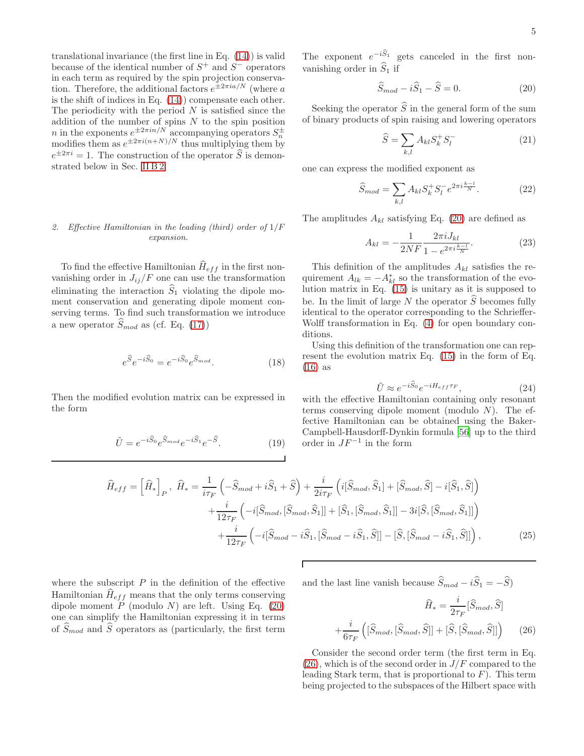translational invariance (the first line in Eq. (14)) is valid because of the identical number of $S^+$ and $S^-$ operators in each term as required by the spin projection conservation. Therefore, the additional factors $e^{\pm 2\pi i a/N}$ (where $a$ is the shift of indices in Eq. (14)) compensate each other. The periodicity with the period $N$ is satisfied since the addition of the number of spins $N$ to the spin position $n$ in the exponents $e^{\pm 2\pi i n/N}$ accompanying operators $S_n^{\pm}$ modifies them as $e^{\pm 2\pi i (n+N)/N}$ thus multiplying them by $e^{\pm 2\pi i}=1$. The construction of the operator $\widehat{S}$ is demonstrated below in Sec. II B 2.

#### 2. Effective Hamiltonian in the leading (third) order of $1/F$ expansion.

To find the effective Hamiltonian $\widehat{H}_{eff}$ in the first nonvanishing order in $J_{ij}/F$ one can use the transformation eliminating the interaction $\widehat{S}_1$ violating the dipole moment conservation and generating dipole moment conserving terms. To find such transformation we introduce a new operator $\widehat{S}_{mod}$ as (cf. Eq. (17))

$$e^{\widehat{S}}e^{-i\widehat{S}_0}=e^{-i\widehat{S}_0}e^{\widehat{S}_{mod}}. \tag{18}$$

Then the modified evolution matrix can be expressed in the form

$$\tilde{U}=e^{-i\widehat{S}_0}e^{\widehat{S}_{mod}}e^{-i\widehat{S}_1}e^{-\widehat{S}}. \tag{19}$$

The exponent $e^{-i\widehat{S}_1}$ gets canceled in the first nonvanishing order in $\widehat{S}_1$ if

$$\widehat{S}_{mod}-i\widehat{S}_1-\widehat{S}=0. \tag{20}$$

Seeking the operator $\widehat{S}$ in the general form of the sum of binary products of spin raising and lowering operators

$$\widehat{S}=\sum_{k,l}A_{kl}S_k^+S_l^- \tag{21}$$

one can express the modified exponent as

$$\widehat{S}_{mod}=\sum_{k,l}A_{kl}S_k^+S_l^-e^{2\pi i\frac{k-l}{N}}. \tag{22}$$

The amplitudes $A_{kl}$ satisfying Eq. (20) are defined as

$$A_{kl}=-\frac{1}{2NF}\frac{2\pi i J_{kl}}{1-e^{2\pi i\frac{k-l}{N}}}. \tag{23}$$

This definition of the amplitudes $A_{kl}$ satisfies the requirement $A_{lk}=-A_{kl}^*$ so the transformation of the evolution matrix in Eq. (15) is unitary as it is supposed to be. In the limit of large $N$ the operator $\widehat{S}$ becomes fully identical to the operator corresponding to the Schrieffer-Wolff transformation in Eq. (4) for open boundary conditions.

Using this definition of the transformation one can represent the evolution matrix Eq. (15) in the form of Eq. (16) as

$$\tilde{U}\approx e^{-i\widehat{S}_0}e^{-iH_{eff}\tau_F}, \tag{24}$$

with the effective Hamiltonian containing only resonant terms conserving dipole moment (modulo $N$). The effective Hamiltonian can be obtained using the Baker-Campbell-Hausdorff-Dynkin formula [56] up to the third order in $JF^{-1}$ in the form

$$\begin{aligned}
\widehat{H}_{eff}=\left[\widehat{H}_*\right]_P,\ \widehat{H}_*=&\frac{1}{i\tau_F}\left(-\widehat{S}_{mod}+i\widehat{S}_1+\widehat{S}\right)+\frac{i}{2i\tau_F}\left(i[\widehat{S}_{mod},\widehat{S}_1]+[\widehat{S}_{mod},\widehat{S}]-i[\widehat{S}_1,\widehat{S}]\right)\\
&+\frac{i}{12\tau_F}\left(-i[\widehat{S}_{mod},[\widehat{S}_{mod},\widehat{S}_1]]+[\widehat{S}_1,[\widehat{S}_{mod},\widehat{S}_1]]-3i[\widehat{S},[\widehat{S}_{mod},\widehat{S}_1]]\right)\\
&+\frac{i}{12\tau_F}\left(-i[\widehat{S}_{mod}-i\widehat{S}_1,[\widehat{S}_{mod}-i\widehat{S}_1,\widehat{S}]]-[\widehat{S},[\widehat{S}_{mod}-i\widehat{S}_1,\widehat{S}]]\right),
\end{aligned} \tag{25}$$

where the subscript $P$ in the definition of the effective Hamiltonian $\widehat{H}_{eff}$ means that the only terms conserving dipole moment $P$ (modulo $N$) are left. Using Eq. (20) one can simplify the Hamiltonian expressing it in terms of $\widehat{S}_{mod}$ and $\widehat{S}$ operators as (particularly, the first term and the last line vanish because $\widehat{S}_{mod}-i\widehat{S}_1=-\widehat{S}$)

$$\widehat{H}_*=\frac{i}{2\tau_F}[\widehat{S}_{mod},\widehat{S}]+\frac{i}{6\tau_F}\left([\widehat{S}_{mod},[\widehat{S}_{mod},\widehat{S}]]+[\widehat{S},[\widehat{S}_{mod},\widehat{S}]]\right) \tag{26}$$

Consider the second order term (the first term in Eq. (26), which is of the second order in $J/F$ compared to the leading Stark term, that is proportional to $F$). This term being projected to the subspaces of the Hilbert space with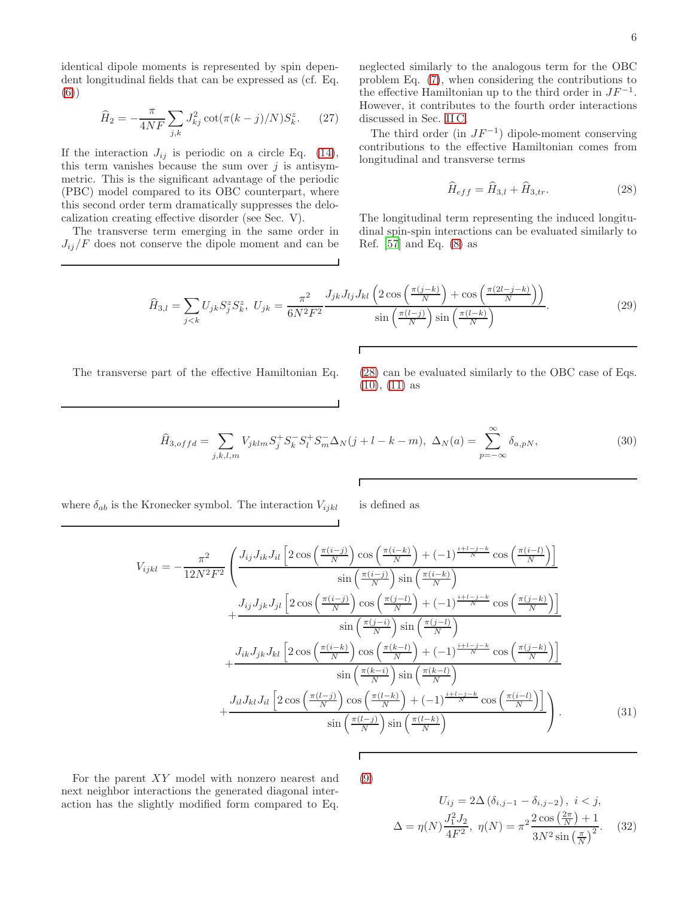identical dipole moments is represented by spin dependent longitudinal fields that can be expressed as (cf. Eq. (6))

$$\widehat{H}_2 = -\frac{\pi}{4NF}\sum_{j,k} J_{kj}^2 \cot(\pi(k-j)/N) S_k^z. \quad (27)$$

If the interaction $J_{ij}$ is periodic on a circle Eq. (14), this term vanishes because the sum over $j$ is antisymmetric. This is the significant advantage of the periodic (PBC) model compared to its OBC counterpart, where this second order term dramatically suppresses the delocalization creating effective disorder (see Sec. V).

The transverse term emerging in the same order in $J_{ij}/F$ does not conserve the dipole moment and can be neglected similarly to the analogous term for the OBC problem Eq. (7), when considering the contributions to the effective Hamiltonian up to the third order in $JF^{-1}$. However, it contributes to the fourth order interactions discussed in Sec. II C.

The third order (in $JF^{-1}$) dipole-moment conserving contributions to the effective Hamiltonian comes from longitudinal and transverse terms

$$\widehat{H}_{eff} = \widehat{H}_{3,l} + \widehat{H}_{3,tr}. \quad (28)$$

The longitudinal term representing the induced longitudinal spin-spin interactions can be evaluated similarly to Ref. [57] and Eq. (8) as

$$\widehat{H}_{3,l} = \sum_{j<k} U_{jk} S_j^z S_k^z,\ U_{jk} = \frac{\pi^2}{6N^2F^2}\frac{J_{jk}J_{lj}J_{kl}\left(2\cos\left(\frac{\pi(j-k)}{N}\right) + \cos\left(\frac{\pi(2l-j-k)}{N}\right)\right)}{\sin\left(\frac{\pi(l-j)}{N}\right)\sin\left(\frac{\pi(l-k)}{N}\right)}. \quad (29)$$

The transverse part of the effective Hamiltonian Eq. (28) can be evaluated similarly to the OBC case of Eqs. (10), (11) as

$$\widehat{H}_{3,offd} = \sum_{j,k,l,m} V_{jklm} S_j^+ S_k^- S_l^+ S_m^- \Delta_N(j+l-k-m),\ \Delta_N(a) = \sum_{p=-\infty}^{\infty}\delta_{a,pN}, \quad (30)$$

where $\delta_{ab}$ is the Kronecker symbol. The interaction $V_{ijkl}$ is defined as

$$\begin{aligned}
V_{ijkl} = -\frac{\pi^2}{12N^2F^2}\Bigg( &\frac{J_{ij}J_{ik}J_{il}\left[2\cos\left(\frac{\pi(i-j)}{N}\right)\cos\left(\frac{\pi(i-k)}{N}\right) + (-1)^{\frac{i+l-j-k}{N}}\cos\left(\frac{\pi(i-l)}{N}\right)\right]}{\sin\left(\frac{\pi(i-j)}{N}\right)\sin\left(\frac{\pi(i-k)}{N}\right)} \\
&+\frac{J_{ij}J_{jk}J_{jl}\left[2\cos\left(\frac{\pi(i-j)}{N}\right)\cos\left(\frac{\pi(j-l)}{N}\right) + (-1)^{\frac{i+l-j-k}{N}}\cos\left(\frac{\pi(j-k)}{N}\right)\right]}{\sin\left(\frac{\pi(j-i)}{N}\right)\sin\left(\frac{\pi(j-l)}{N}\right)} \\
&+\frac{J_{ik}J_{jk}J_{kl}\left[2\cos\left(\frac{\pi(i-k)}{N}\right)\cos\left(\frac{\pi(k-l)}{N}\right) + (-1)^{\frac{i+l-j-k}{N}}\cos\left(\frac{\pi(j-k)}{N}\right)\right]}{\sin\left(\frac{\pi(k-i)}{N}\right)\sin\left(\frac{\pi(k-l)}{N}\right)} \\
&+\frac{J_{il}J_{kl}J_{il}\left[2\cos\left(\frac{\pi(l-j)}{N}\right)\cos\left(\frac{\pi(l-k)}{N}\right) + (-1)^{\frac{i+l-j-k}{N}}\cos\left(\frac{\pi(i-l)}{N}\right)\right]}{\sin\left(\frac{\pi(l-j)}{N}\right)\sin\left(\frac{\pi(l-k)}{N}\right)}\Bigg). \quad (31)
\end{aligned}$$

For the parent $XY$ model with nonzero nearest and next neighbor interactions the generated diagonal interaction has the slightly modified form compared to Eq. (9)

$$U_{ij} = 2\Delta\left(\delta_{i,j-1} - \delta_{i,j-2}\right),\ i<j,$$
$$\Delta = \eta(N)\frac{J_1^2 J_2}{4F^2},\ \eta(N) = \pi^2\frac{2\cos\left(\frac{2\pi}{N}\right)+1}{3N^2\sin\left(\frac{\pi}{N}\right)^2}. \quad (32)$$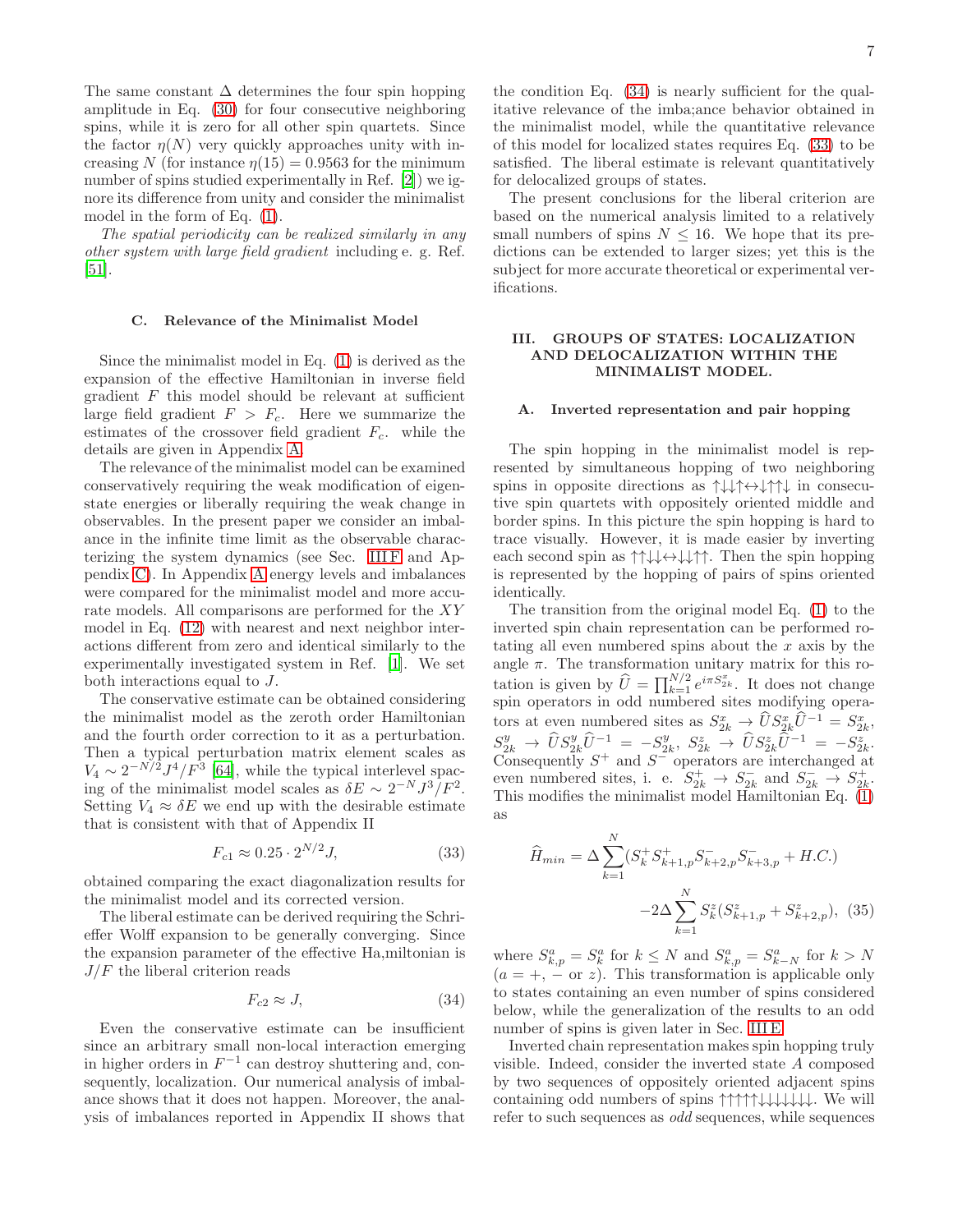The same constant $\Delta$ determines the four spin hopping amplitude in Eq. (30) for four consecutive neighboring spins, while it is zero for all other spin quartets. Since the factor $\eta(N)$ very quickly approaches unity with increasing $N$ (for instance $\eta(15) = 0.9563$ for the minimum number of spins studied experimentally in Ref. [2]) we ignore its difference from unity and consider the minimalist model in the form of Eq. (1).

*The spatial periodicity can be realized similarly in any other system with large field gradient* including e. g. Ref. [51].

### C. Relevance of the Minimalist Model

Since the minimalist model in Eq. (1) is derived as the expansion of the effective Hamiltonian in inverse field gradient $F$ this model should be relevant at sufficient large field gradient $F > F_c$. Here we summarize the estimates of the crossover field gradient $F_c$. while the details are given in Appendix A.

The relevance of the minimalist model can be examined conservatively requiring the weak modification of eigenstate energies or liberally requiring the weak change in observables. In the present paper we consider an imbalance in the infinite time limit as the observable characterizing the system dynamics (see Sec. III F and Appendix C). In Appendix A energy levels and imbalances were compared for the minimalist model and more accurate models. All comparisons are performed for the $XY$ model in Eq. (12) with nearest and next neighbor interactions different from zero and identical similarly to the experimentally investigated system in Ref. [1]. We set both interactions equal to $J$.

The conservative estimate can be obtained considering the minimalist model as the zeroth order Hamiltonian and the fourth order correction to it as a perturbation. Then a typical perturbation matrix element scales as $V_4 \sim 2^{-N/2}J^4/F^3$ [64], while the typical interlevel spacing of the minimalist model scales as $\delta E \sim 2^{-N}J^3/F^2$. Setting $V_4 \approx \delta E$ we end up with the desirable estimate that is consistent with that of Appendix II

$$F_{c1} \approx 0.25 \cdot 2^{N/2} J, \tag{33}$$

obtained comparing the exact diagonalization results for the minimalist model and its corrected version.

The liberal estimate can be derived requiring the Schrieffer Wolff expansion to be generally converging. Since the expansion parameter of the effective Ha,miltonian is $J/F$ the liberal criterion reads

$$F_{c2} \approx J, \tag{34}$$

Even the conservative estimate can be insufficient since an arbitrary small non-local interaction emerging in higher orders in $F^{-1}$ can destroy shuttering and, consequently, localization. Our numerical analysis of imbalance shows that it does not happen. Moreover, the analysis of imbalances reported in Appendix II shows that the condition Eq. (34) is nearly sufficient for the qualitative relevance of the imba;ance behavior obtained in the minimalist model, while the quantitative relevance of this model for localized states requires Eq. (33) to be satisfied. The liberal estimate is relevant quantitatively for delocalized groups of states.

The present conclusions for the liberal criterion are based on the numerical analysis limited to a relatively small numbers of spins $N \leq 16$. We hope that its predictions can be extended to larger sizes; yet this is the subject for more accurate theoretical or experimental verifications.

## III. GROUPS OF STATES: LOCALIZATION AND DELOCALIZATION WITHIN THE MINIMALIST MODEL.

### A. Inverted representation and pair hopping

The spin hopping in the minimalist model is represented by simultaneous hopping of two neighboring spins in opposite directions as ↑↓↓↑↔↓↑↑↓ in consecutive spin quartets with oppositely oriented middle and border spins. In this picture the spin hopping is hard to trace visually. However, it is made easier by inverting each second spin as ↑↑↓↓↔↓↓↑↑. Then the spin hopping is represented by the hopping of pairs of spins oriented identically.

The transition from the original model Eq. (1) to the inverted spin chain representation can be performed rotating all even numbered spins about the $x$ axis by the angle $\pi$. The transformation unitary matrix for this rotation is given by $\widehat{U} = \prod_{k=1}^{N/2} e^{i\pi S_{2k}^{x}}$. It does not change spin operators in odd numbered sites modifying operators at even numbered sites as $S_{2k}^{x} \to \widehat{U}S_{2k}^{x}\widehat{U}^{-1} = S_{2k}^{x}$, $S_{2k}^{y} \to \widehat{U}S_{2k}^{y}\widehat{U}^{-1} = -S_{2k}^{y}$, $S_{2k}^{z} \to \widehat{U}S_{2k}^{z}\widehat{U}^{-1} = -S_{2k}^{z}$. Consequently $S^{+}$ and $S^{-}$ operators are interchanged at even numbered sites, i. e. $S_{2k}^{+} \to S_{2k}^{-}$ and $S_{2k}^{-} \to S_{2k}^{+}$. This modifies the minimalist model Hamiltonian Eq. (1) as

$$\widehat{H}_{min} = \Delta \sum_{k=1}^{N} (S_{k}^{+}S_{k+1,p}^{+}S_{k+2,p}^{-}S_{k+3,p}^{-} + H.C.) \\ -2\Delta \sum_{k=1}^{N} S_{k}^{z}(S_{k+1,p}^{z} + S_{k+2,p}^{z}), \tag{35}$$

where $S_{k,p}^{a} = S_{k}^{a}$ for $k \leq N$ and $S_{k,p}^{a} = S_{k-N}^{a}$ for $k > N$ ($a = +, -$ or $z$). This transformation is applicable only to states containing an even number of spins considered below, while the generalization of the results to an odd number of spins is given later in Sec. III E.

Inverted chain representation makes spin hopping truly visible. Indeed, consider the inverted state $A$ composed by two sequences of oppositely oriented adjacent spins containing odd numbers of spins ↑↑↑↑↑↓↓↓↓↓↓↓. We will refer to such sequences as *odd* sequences, while sequences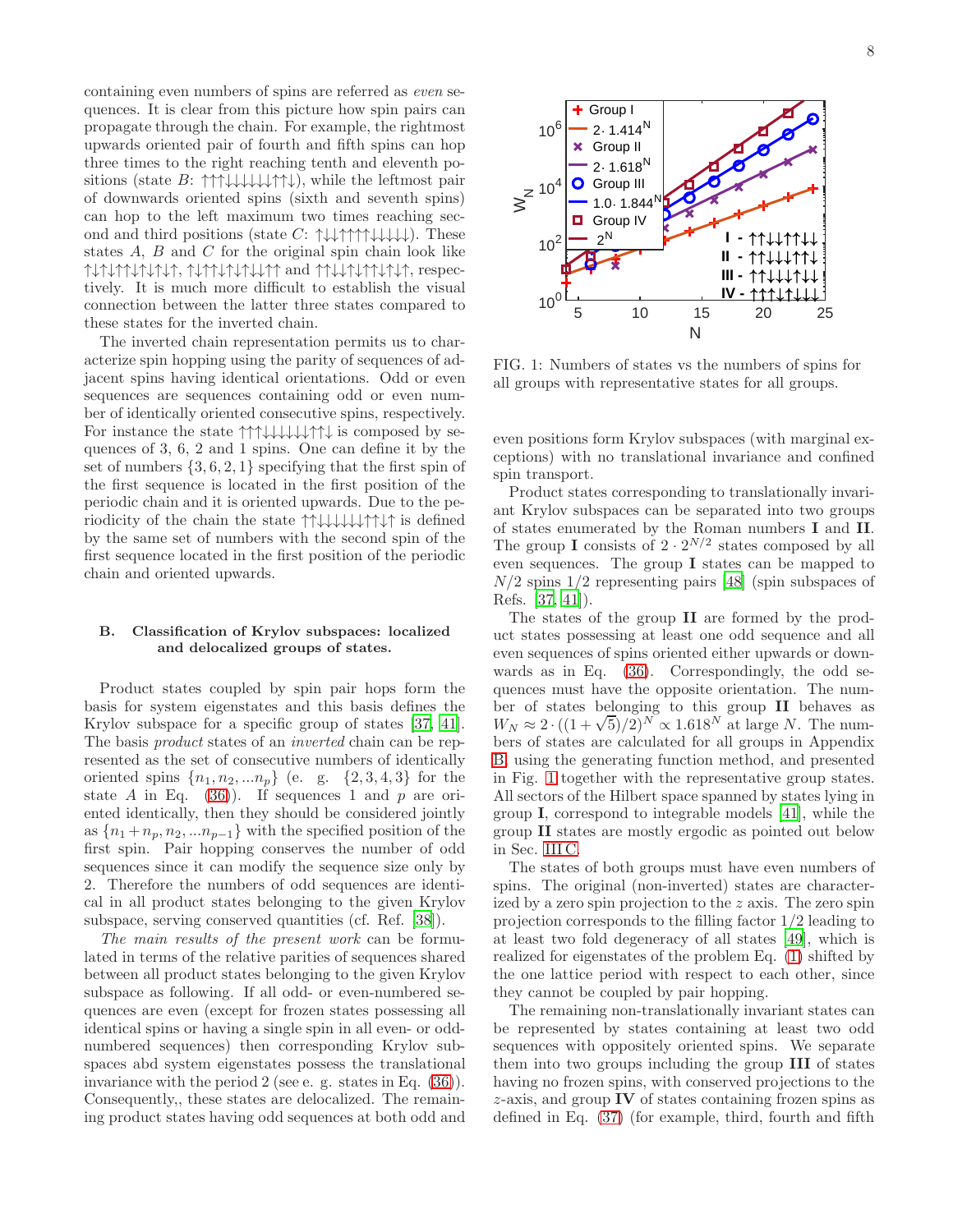containing even numbers of spins are referred as *even* sequences. It is clear from this picture how spin pairs can propagate through the chain. For example, the rightmost upwards oriented pair of fourth and fifth spins can hop three times to the right reaching tenth and eleventh positions (state $B$: ↑↑↑↓↓↓↓↓↓↑↑↓), while the leftmost pair of downwards oriented spins (sixth and seventh spins) can hop to the left maximum two times reaching second and third positions (state $C$: ↑↓↓↑↑↑↑↓↓↓↓↓). These states $A$, $B$ and $C$ for the original spin chain look like ↑↓↑↓↑↑↓↑↓↑↓↑, ↑↓↑↑↓↑↓↑↓↓↑↑ and ↑↑↓↓↑↓↑↑↓↑↓↑, respectively. It is much more difficult to establish the visual connection between the latter three states compared to these states for the inverted chain.

The inverted chain representation permits us to characterize spin hopping using the parity of sequences of adjacent spins having identical orientations. Odd or even sequences are sequences containing odd or even number of identically oriented consecutive spins, respectively. For instance the state ↑↑↑↓↓↓↓↓↓↑↑↓ is composed by sequences of 3, 6, 2 and 1 spins. One can define it by the set of numbers $\{3, 6, 2, 1\}$ specifying that the first spin of the first sequence is located in the first position of the periodic chain and it is oriented upwards. Due to the periodicity of the chain the state ↑↑↓↓↓↓↓↓↑↑↓↑ is defined by the same set of numbers with the second spin of the first sequence located in the first position of the periodic chain and oriented upwards.

### B. Classification of Krylov subspaces: localized and delocalized groups of states.

Product states coupled by spin pair hops form the basis for system eigenstates and this basis defines the Krylov subspace for a specific group of states [37, 41]. The basis *product* states of an *inverted* chain can be represented as the set of consecutive numbers of identically oriented spins $\{n_1, n_2, ...n_p\}$ (e. g. $\{2, 3, 4, 3\}$ for the state $A$ in Eq. (36)). If sequences 1 and $p$ are oriented identically, then they should be considered jointly as $\{n_1+n_p, n_2, ...n_{p-1}\}$ with the specified position of the first spin. Pair hopping conserves the number of odd sequences since it can modify the sequence size only by 2. Therefore the numbers of odd sequences are identical in all product states belonging to the given Krylov subspace, serving conserved quantities (cf. Ref. [38]).

*The main results of the present work* can be formulated in terms of the relative parities of sequences shared between all product states belonging to the given Krylov subspace as following. If all odd- or even-numbered sequences are even (except for frozen states possessing all identical spins or having a single spin in all even- or odd-numbered sequences) then corresponding Krylov subspaces abd system eigenstates possess the translational invariance with the period 2 (see e. g. states in Eq. (36)). Consequently,, these states are delocalized. The remaining product states having odd sequences at both odd and even positions form Krylov subspaces (with marginal exceptions) with no translational invariance and confined spin transport.

FIG. 1: Numbers of states vs the numbers of spins for all groups with representative states for all groups.

Product states corresponding to translationally invariant Krylov subspaces can be separated into two groups of states enumerated by the Roman numbers **I** and **II**. The group **I** consists of $2 \cdot 2^{N/2}$ states composed by all even sequences. The group **I** states can be mapped to $N/2$ spins 1/2 representing pairs [48] (spin subspaces of Refs. [37, 41]).

The states of the group **II** are formed by the product states possessing at least one odd sequence and all even sequences of spins oriented either upwards or downwards as in Eq. (36). Correspondingly, the odd sequences must have the opposite orientation. The number of states belonging to this group **II** behaves as $W_N \approx 2 \cdot ((1+\sqrt{5})/2)^N \propto 1.618^N$ at large $N$. The numbers of states are calculated for all groups in Appendix B using the generating function method, and presented in Fig. 1 together with the representative group states. All sectors of the Hilbert space spanned by states lying in group **I**, correspond to integrable models [41], while the group **II** states are mostly ergodic as pointed out below in Sec. III C.

The states of both groups must have even numbers of spins. The original (non-inverted) states are characterized by a zero spin projection to the $z$ axis. The zero spin projection corresponds to the filling factor 1/2 leading to at least two fold degeneracy of all states [49], which is realized for eigenstates of the problem Eq. (1) shifted by the one lattice period with respect to each other, since they cannot be coupled by pair hopping.

The remaining non-translationally invariant states can be represented by states containing at least two odd sequences with oppositely oriented spins. We separate them into two groups including the group **III** of states having no frozen spins, with conserved projections to the $z$-axis, and group **IV** of states containing frozen spins as defined in Eq. (37) (for example, third, fourth and fifth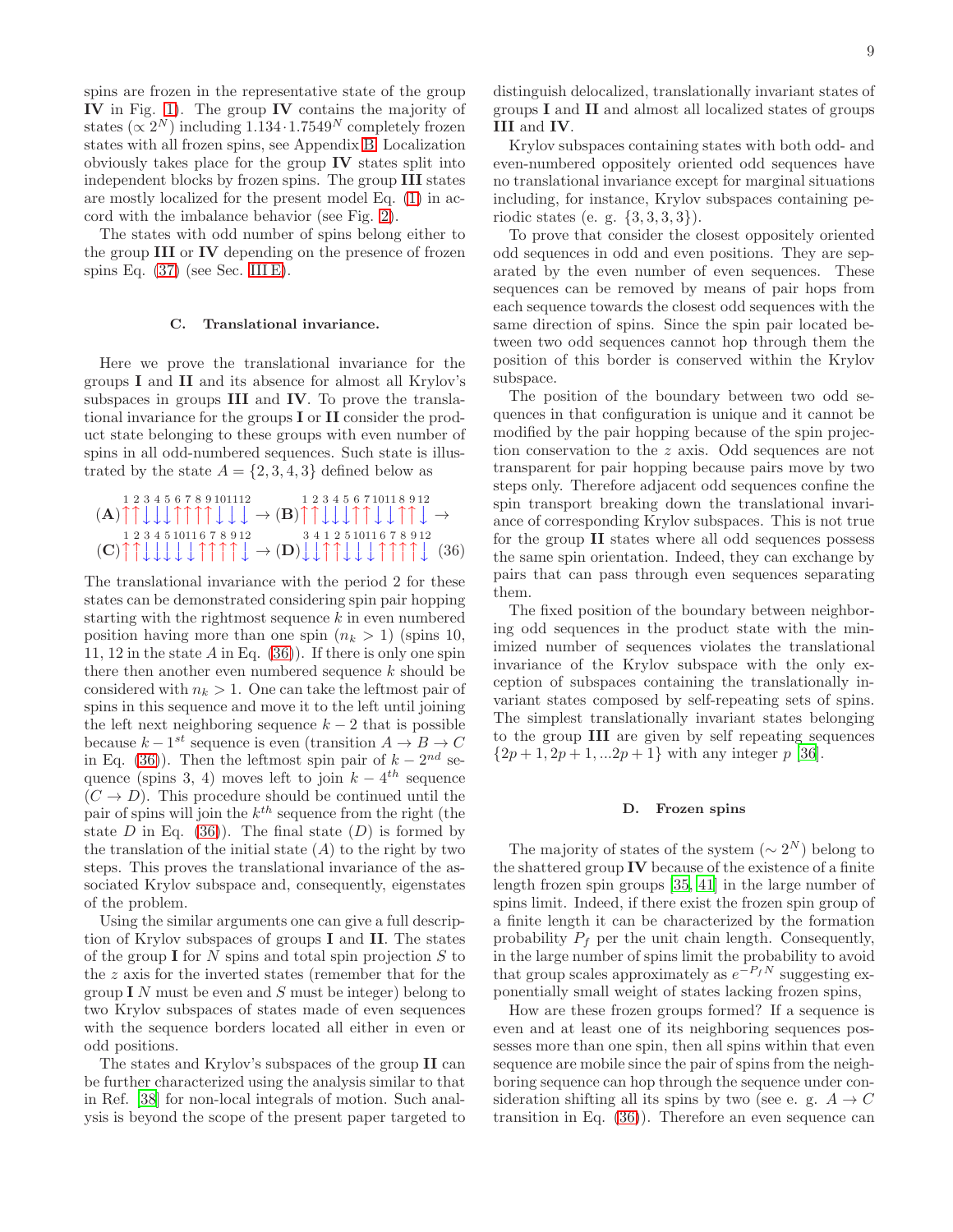spins are frozen in the representative state of the group **IV** in Fig. 1). The group **IV** contains the majority of states ($\propto 2^N$) including $1.134 \cdot 1.7549^N$ completely frozen states with all frozen spins, see Appendix B. Localization obviously takes place for the group **IV** states split into independent blocks by frozen spins. The group **III** states are mostly localized for the present model Eq. (1) in accord with the imbalance behavior (see Fig. 2).

The states with odd number of spins belong either to the group **III** or **IV** depending on the presence of frozen spins Eq. (37) (see Sec. III E).

### C. Translational invariance.

Here we prove the translational invariance for the groups **I** and **II** and its absence for almost all Krylov's subspaces in groups **III** and **IV**. To prove the translational invariance for the groups **I** or **II** consider the product state belonging to these groups with even number of spins in all odd-numbered sequences. Such state is illustrated by the state $A = \{2, 3, 4, 3\}$ defined below as

$$
\begin{aligned}
&(\mathbf{A})\overset{1\,2\,3\,4\,5\,6\,7\,8\,9\,10\,11\,12}{\uparrow\uparrow\downarrow\downarrow\downarrow\uparrow\uparrow\uparrow\uparrow\downarrow\downarrow\downarrow} \rightarrow (\mathbf{B})\overset{1\,2\,3\,4\,5\,6\,7\,10\,11\,8\,9\,12}{\uparrow\uparrow\downarrow\downarrow\downarrow\uparrow\uparrow\downarrow\downarrow\uparrow\uparrow\downarrow} \rightarrow \\
&(\mathbf{C})\overset{1\,2\,3\,4\,5\,10\,11\,6\,7\,8\,9\,12}{\uparrow\uparrow\downarrow\downarrow\downarrow\downarrow\downarrow\uparrow\uparrow\uparrow\uparrow\downarrow} \rightarrow (\mathbf{D})\overset{3\,4\,1\,2\,5\,10\,11\,6\,7\,8\,9\,12}{\downarrow\downarrow\uparrow\uparrow\downarrow\downarrow\downarrow\uparrow\uparrow\uparrow\uparrow\downarrow} \quad (36)
\end{aligned}
$$

The translational invariance with the period 2 for these states can be demonstrated considering spin pair hopping starting with the rightmost sequence $k$ in even numbered position having more than one spin ($n_k > 1$) (spins 10, 11, 12 in the state $A$ in Eq. (36)). If there is only one spin there then another even numbered sequence $k$ should be considered with $n_k > 1$. One can take the leftmost pair of spins in this sequence and move it to the left until joining the left next neighboring sequence $k-2$ that is possible because $k-1^{st}$ sequence is even (transition $A \rightarrow B \rightarrow C$ in Eq. (36)). Then the leftmost spin pair of $k-2^{nd}$ sequence (spins 3, 4) moves left to join $k-4^{th}$ sequence ($C \rightarrow D$). This procedure should be continued until the pair of spins will join the $k^{th}$ sequence from the right (the state $D$ in Eq. (36)). The final state ($D$) is formed by the translation of the initial state ($A$) to the right by two steps. This proves the translational invariance of the associated Krylov subspace and, consequently, eigenstates of the problem.

Using the similar arguments one can give a full description of Krylov subspaces of groups **I** and **II**. The states of the group **I** for $N$ spins and total spin projection $S$ to the $z$ axis for the inverted states (remember that for the group **I** $N$ must be even and $S$ must be integer) belong to two Krylov subspaces of states made of even sequences with the sequence borders located all either in even or odd positions.

The states and Krylov's subspaces of the group **II** can be further characterized using the analysis similar to that in Ref. [38] for non-local integrals of motion. Such analysis is beyond the scope of the present paper targeted to distinguish delocalized, translationally invariant states of groups **I** and **II** and almost all localized states of groups **III** and **IV**.

Krylov subspaces containing states with both odd- and even-numbered oppositely oriented odd sequences have no translational invariance except for marginal situations including, for instance, Krylov subspaces containing periodic states (e. g. $\{3, 3, 3, 3\}$).

To prove that consider the closest oppositely oriented odd sequences in odd and even positions. They are separated by the even number of even sequences. These sequences can be removed by means of pair hops from each sequence towards the closest odd sequences with the same direction of spins. Since the spin pair located between two odd sequences cannot hop through them the position of this border is conserved within the Krylov subspace.

The position of the boundary between two odd sequences in that configuration is unique and it cannot be modified by the pair hopping because of the spin projection conservation to the $z$ axis. Odd sequences are not transparent for pair hopping because pairs move by two steps only. Therefore adjacent odd sequences confine the spin transport breaking down the translational invariance of corresponding Krylov subspaces. This is not true for the group **II** states where all odd sequences possess the same spin orientation. Indeed, they can exchange by pairs that can pass through even sequences separating them.

The fixed position of the boundary between neighboring odd sequences in the product state with the minimized number of sequences violates the translational invariance of the Krylov subspace with the only exception of subspaces containing the translationally invariant states composed by self-repeating sets of spins. The simplest translationally invariant states belonging to the group **III** are given by self repeating sequences $\{2p+1, 2p+1, ...2p+1\}$ with any integer $p$ [36].

### D. Frozen spins

The majority of states of the system ($\sim 2^N$) belong to the shattered group **IV** because of the existence of a finite length frozen spin groups [35, 41] in the large number of spins limit. Indeed, if there exist the frozen spin group of a finite length it can be characterized by the formation probability $P_f$ per the unit chain length. Consequently, in the large number of spins limit the probability to avoid that group scales approximately as $e^{-P_f N}$ suggesting exponentially small weight of states lacking frozen spins,

How are these frozen groups formed? If a sequence is even and at least one of its neighboring sequences possesses more than one spin, then all spins within that even sequence are mobile since the pair of spins from the neighboring sequence can hop through the sequence under consideration shifting all its spins by two (see e. g. $A \rightarrow C$ transition in Eq. (36)). Therefore an even sequence can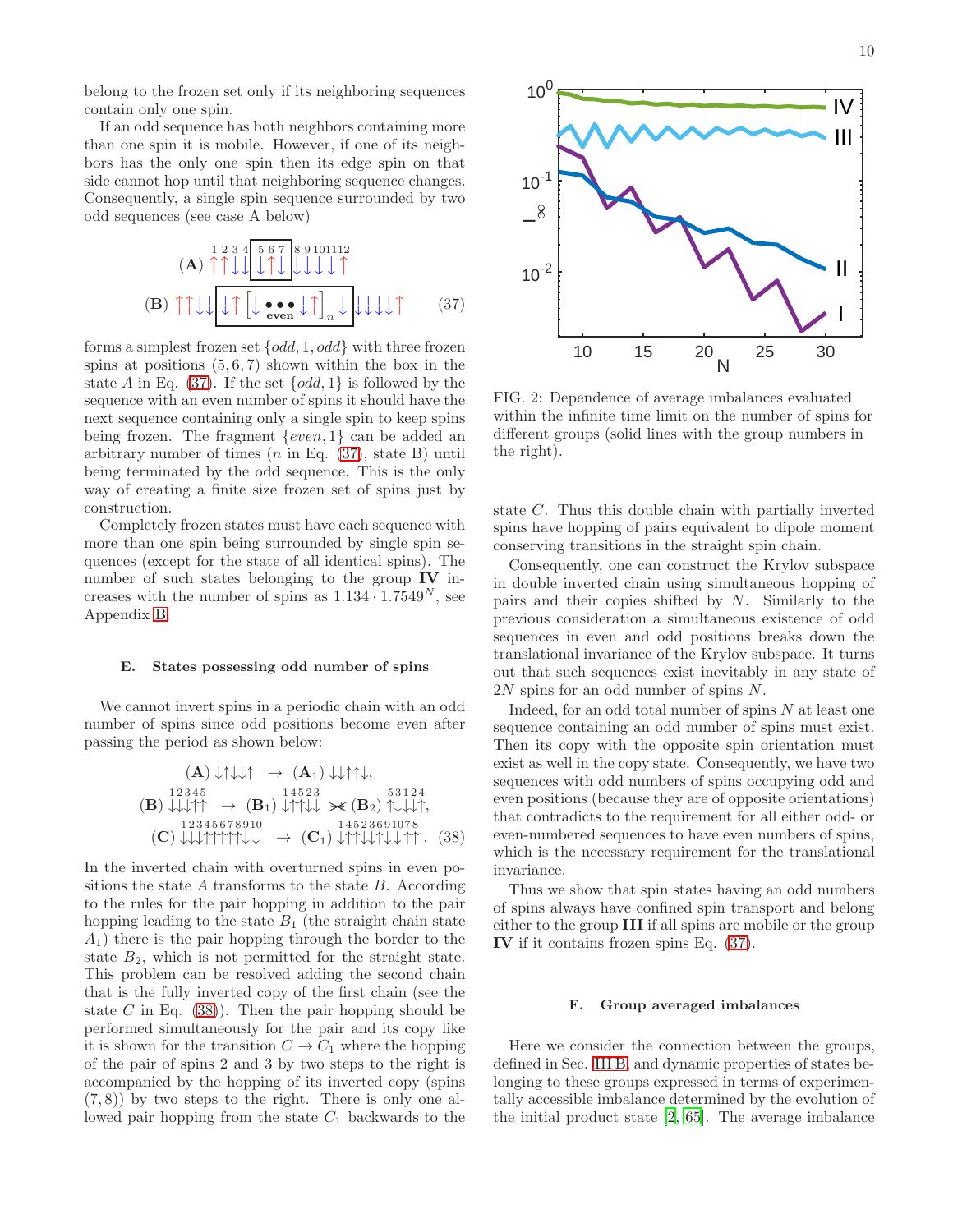belong to the frozen set only if its neighboring sequences contain only one spin.

If an odd sequence has both neighbors containing more than one spin it is mobile. However, if one of its neighbors has the only one spin then its edge spin on that side cannot hop until that neighboring sequence changes. Consequently, a single spin sequence surrounded by two odd sequences (see case A below)

$$
\begin{aligned}
&(\mathbf{A})\ \overset{1\,2\,3\,4}{\uparrow\uparrow\downarrow\downarrow}\boxed{\overset{5\,6\,7}{\downarrow\uparrow\downarrow}}\overset{8\,9\,10\,11\,12}{\downarrow\downarrow\downarrow\downarrow\uparrow} \\
&(\mathbf{B})\ \uparrow\uparrow\downarrow\downarrow\boxed{\downarrow\uparrow\left[\downarrow\underset{\text{even}}{\bullet\bullet\bullet}\downarrow\uparrow\right]_n\downarrow}\downarrow\downarrow\downarrow\downarrow\uparrow
\end{aligned} \tag{37}
$$

forms a simplest frozen set $\{odd, 1, odd\}$ with three frozen spins at positions $(5, 6, 7)$ shown within the box in the state $A$ in Eq. (37). If the set $\{odd, 1\}$ is followed by the sequence with an even number of spins it should have the next sequence containing only a single spin to keep spins being frozen. The fragment $\{even, 1\}$ can be added an arbitrary number of times ($n$ in Eq. (37), state B) until being terminated by the odd sequence. This is the only way of creating a finite size frozen set of spins just by construction.

Completely frozen states must have each sequence with more than one spin being surrounded by single spin sequences (except for the state of all identical spins). The number of such states belonging to the group **IV** increases with the number of spins as $1.134 \cdot 1.7549^N$, see Appendix B.

### E. States possessing odd number of spins

We cannot invert spins in a periodic chain with an odd number of spins since odd positions become even after passing the period as shown below:

$$
\begin{aligned}
&(\mathbf{A})\ \downarrow\uparrow\downarrow\downarrow\uparrow \ \rightarrow\ (\mathbf{A}_1)\ \downarrow\downarrow\uparrow\uparrow\downarrow, \\
&(\mathbf{B})\ \overset{12345}{\downarrow\downarrow\downarrow\uparrow\uparrow}\ \rightarrow\ (\mathbf{B}_1)\ \overset{14523}{\downarrow\uparrow\uparrow\downarrow\downarrow}\ \not\rightarrow\ (\mathbf{B}_2)\ \overset{53124}{\uparrow\downarrow\downarrow\downarrow\uparrow}, \\
&(\mathbf{C})\ \overset{12345678910}{\downarrow\downarrow\downarrow\uparrow\uparrow\uparrow\uparrow\uparrow\downarrow\downarrow}\ \rightarrow\ (\mathbf{C}_1)\ \overset{14523691078}{\downarrow\uparrow\uparrow\downarrow\downarrow\uparrow\downarrow\downarrow\uparrow\uparrow}.
\end{aligned} \tag{38}
$$

In the inverted chain with overturned spins in even positions the state $A$ transforms to the state $B$. According to the rules for the pair hopping in addition to the pair hopping leading to the state $B_1$ (the straight chain state $A_1$) there is the pair hopping through the border to the state $B_2$, which is not permitted for the straight state. This problem can be resolved adding the second chain that is the fully inverted copy of the first chain (see the state $C$ in Eq. (38)). Then the pair hopping should be performed simultaneously for the pair and its copy like it is shown for the transition $C \rightarrow C_1$ where the hopping of the pair of spins 2 and 3 by two steps to the right is accompanied by the hopping of its inverted copy (spins $(7, 8)$) by two steps to the right. There is only one allowed pair hopping from the state $C_1$ backwards to the state $C$. Thus this double chain with partially inverted spins have hopping of pairs equivalent to dipole moment conserving transitions in the straight spin chain.

Consequently, one can construct the Krylov subspace in double inverted chain using simultaneous hopping of pairs and their copies shifted by $N$. Similarly to the previous consideration a simultaneous existence of odd sequences in even and odd positions breaks down the translational invariance of the Krylov subspace. It turns out that such sequences exist inevitably in any state of $2N$ spins for an odd number of spins $N$.

Indeed, for an odd total number of spins $N$ at least one sequence containing an odd number of spins must exist. Then its copy with the opposite spin orientation must exist as well in the copy state. Consequently, we have two sequences with odd numbers of spins occupying odd and even positions (because they are of opposite orientations) that contradicts to the requirement for all either odd- or even-numbered sequences to have even numbers of spins, which is the necessary requirement for the translational invariance.

Thus we show that spin states having an odd numbers of spins always have confined spin transport and belong either to the group **III** if all spins are mobile or the group **IV** if it contains frozen spins Eq. (37).

FIG. 2: Dependence of average imbalances evaluated within the infinite time limit on the number of spins for different groups (solid lines with the group numbers in the right).

### F. Group averaged imbalances

Here we consider the connection between the groups, defined in Sec. III B, and dynamic properties of states belonging to these groups expressed in terms of experimentally accessible imbalance determined by the evolution of the initial product state [2, 65]. The average imbalance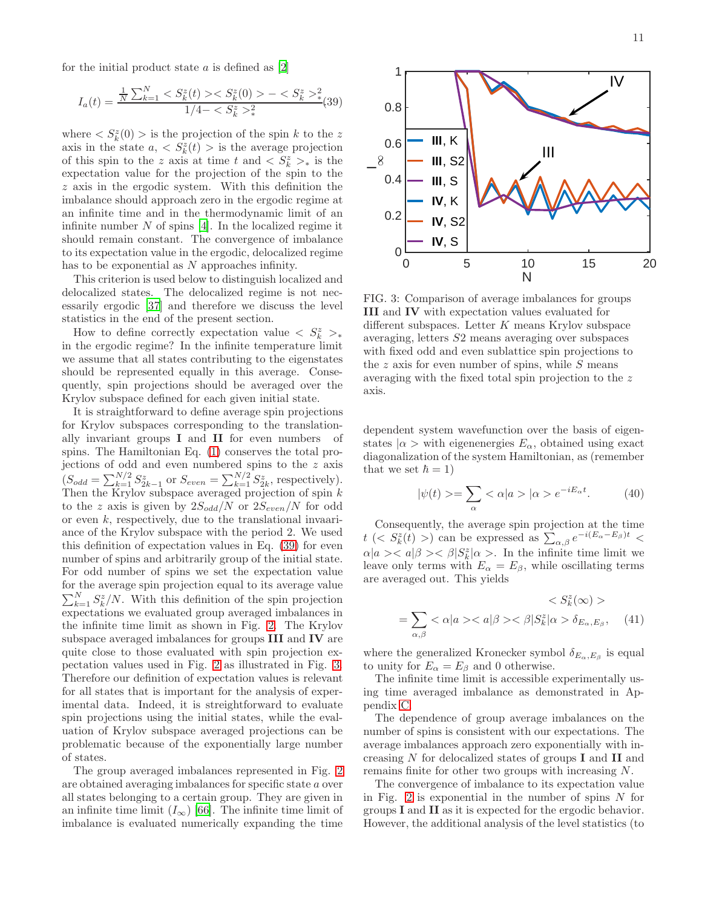for the initial product state $a$ is defined as [2]

$$I_a(t) = \frac{\frac{1}{N}\sum_{k=1}^{N} < S_k^z(t) >< S_k^z(0) > - < S_k^z >_*^2}{1/4 - < S_k^z >_*^2} \quad (39)$$

where $< S_k^z(0) >$ is the projection of the spin $k$ to the $z$ axis in the state $a$, $< S_k^z(t) >$ is the average projection of this spin to the $z$ axis at time $t$ and $< S_k^z >_*$ is the expectation value for the projection of the spin to the $z$ axis in the ergodic system. With this definition the imbalance should approach zero in the ergodic regime at an infinite time and in the thermodynamic limit of an infinite number $N$ of spins [4]. In the localized regime it should remain constant. The convergence of imbalance to its expectation value in the ergodic, delocalized regime has to be exponential as $N$ approaches infinity.

This criterion is used below to distinguish localized and delocalized states. The delocalized regime is not necessarily ergodic [37] and therefore we discuss the level statistics in the end of the present section.

How to define correctly expectation value $< S_k^z >_*$ in the ergodic regime? In the infinite temperature limit we assume that all states contributing to the eigenstates should be represented equally in this average. Consequently, spin projections should be averaged over the Krylov subspace defined for each given initial state.

It is straightforward to define average spin projections for Krylov subspaces corresponding to the translationally invariant groups **I** and **II** for even numbers of spins. The Hamiltonian Eq. (1) conserves the total projections of odd and even numbered spins to the $z$ axis ($S_{odd} = \sum_{k=1}^{N/2} S_{2k-1}^z$ or $S_{even} = \sum_{k=1}^{N/2} S_{2k}^z$, respectively). Then the Krylov subspace averaged projection of spin $k$ to the $z$ axis is given by $2S_{odd}/N$ or $2S_{even}/N$ for odd or even $k$, respectively, due to the translational invaariance of the Krylov subspace with the period 2. We used this definition of expectation values in Eq. (39) for even number of spins and arbitrarily group of the initial state. For odd number of spins we set the expectation value for the average spin projection equal to its average value $\sum_{k=1}^{N} S_k^z/N$. With this definition of the spin projection expectations we evaluated group averaged imbalances in the infinite time limit as shown in Fig. 2. The Krylov subspace averaged imbalances for groups **III** and **IV** are quite close to those evaluated with spin projection expectation values used in Fig. 2 as illustrated in Fig. 3. Therefore our definition of expectation values is relevant for all states that is important for the analysis of experimental data. Indeed, it is streightforward to evaluate spin projections using the initial states, while the evaluation of Krylov subspace averaged projections can be problematic because of the exponentially large number of states.

The group averaged imbalances represented in Fig. 2 are obtained averaging imbalances for specific state $a$ over all states belonging to a certain group. They are given in an infinite time limit ($I_\infty$) [66]. The infinite time limit of imbalance is evaluated numerically expanding the time dependent system wavefunction over the basis of eigenstates $|\alpha>$ with eigenenergies $E_\alpha$, obtained using exact diagonalization of the system Hamiltonian, as (remember that we set $\hbar = 1$)

$$|\psi(t)> = \sum_\alpha < \alpha|a > |\alpha > e^{-iE_\alpha t}. \quad (40)$$

Consequently, the average spin projection at the time $t$ ($< S_k^z(t) >$) can be expressed as $\sum_{\alpha,\beta} e^{-i(E_\alpha - E_\beta)t} < \alpha|a >< a|\beta >< \beta|S_k^z|\alpha >$. In the infinite time limit we leave only terms with $E_\alpha = E_\beta$, while oscillating terms are averaged out. This yields

$$< S_k^z(\infty) > = \sum_{\alpha,\beta} < \alpha|a >< a|\beta >< \beta|S_k^z|\alpha > \delta_{E_\alpha, E_\beta}, \quad (41)$$

where the generalized Kronecker symbol $\delta_{E_\alpha,E_\beta}$ is equal to unity for $E_\alpha = E_\beta$ and 0 otherwise.

The infinite time limit is accessible experimentally using time averaged imbalance as demonstrated in Appendix C.

The dependence of group average imbalances on the number of spins is consistent with our expectations. The average imbalances approach zero exponentially with increasing $N$ for delocalized states of groups **I** and **II** and remains finite for other two groups with increasing $N$.

The convergence of imbalance to its expectation value in Fig. 2 is exponential in the number of spins $N$ for groups **I** and **II** as it is expected for the ergodic behavior. However, the additional analysis of the level statistics (to

FIG. 3: Comparison of average imbalances for groups **III** and **IV** with expectation values evaluated for different subspaces. Letter $K$ means Krylov subspace averaging, letters $S2$ means averaging over subspaces with fixed odd and even sublattice spin projections to the $z$ axis for even number of spins, while $S$ means averaging with the fixed total spin projection to the $z$ axis.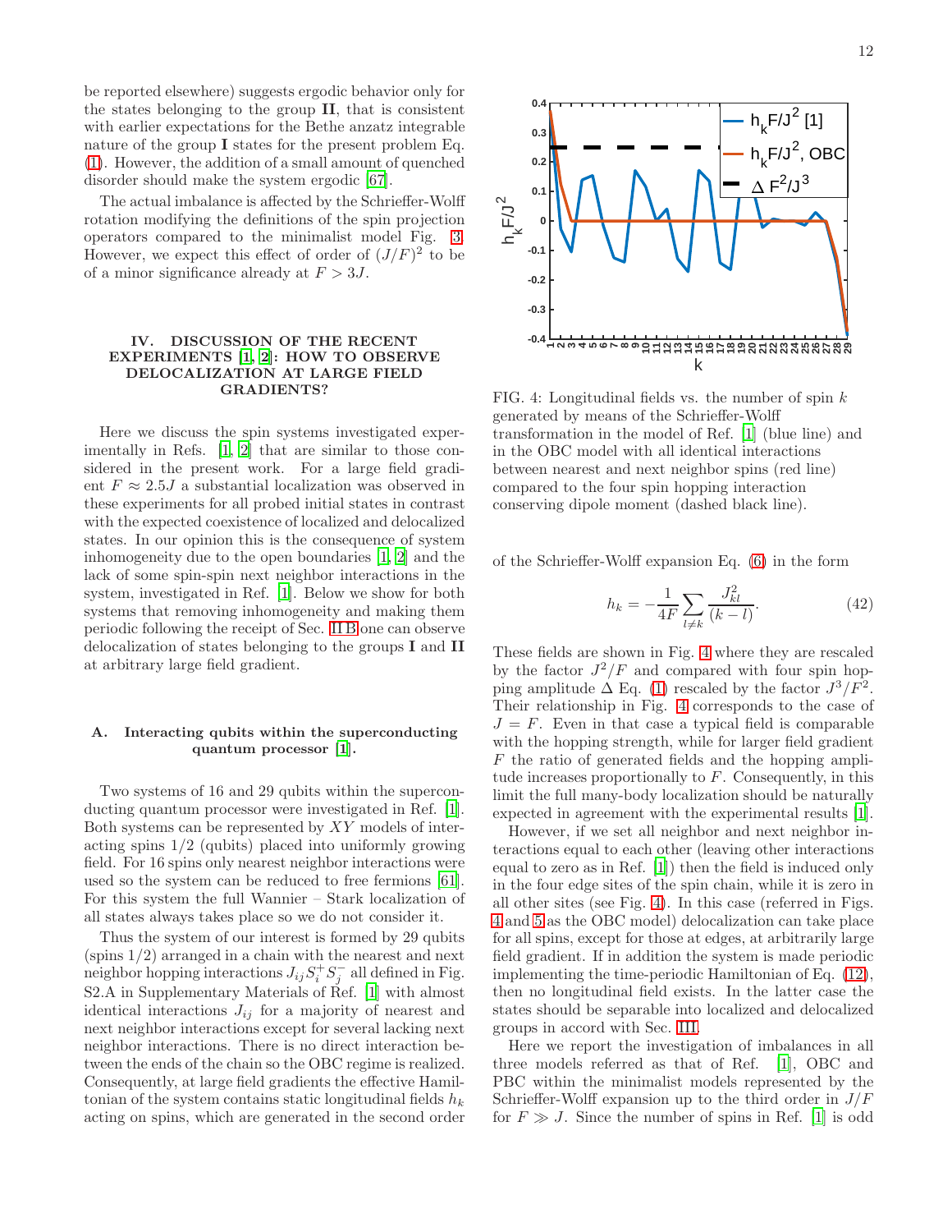be reported elsewhere) suggests ergodic behavior only for the states belonging to the group **II**, that is consistent with earlier expectations for the Bethe anzatz integrable nature of the group **I** states for the present problem Eq. (1). However, the addition of a small amount of quenched disorder should make the system ergodic [67].

The actual imbalance is affected by the Schrieffer-Wolff rotation modifying the definitions of the spin projection operators compared to the minimalist model Fig. 3. However, we expect this effect of order of $(J/F)^2$ to be of a minor significance already at $F > 3J$.

## IV. DISCUSSION OF THE RECENT EXPERIMENTS [1, 2]: HOW TO OBSERVE DELOCALIZATION AT LARGE FIELD GRADIENTS?

Here we discuss the spin systems investigated experimentally in Refs. [1, 2] that are similar to those considered in the present work. For a large field gradient $F \approx 2.5J$ a substantial localization was observed in these experiments for all probed initial states in contrast with the expected coexistence of localized and delocalized states. In our opinion this is the consequence of system inhomogeneity due to the open boundaries [1, 2] and the lack of some spin-spin next neighbor interactions in the system, investigated in Ref. [1]. Below we show for both systems that removing inhomogeneity and making them periodic following the receipt of Sec. II B one can observe delocalization of states belonging to the groups **I** and **II** at arbitrary large field gradient.

### A. Interacting qubits within the superconducting quantum processor [1].

Two systems of 16 and 29 qubits within the superconducting quantum processor were investigated in Ref. [1]. Both systems can be represented by $XY$ models of interacting spins 1/2 (qubits) placed into uniformly growing field. For 16 spins only nearest neighbor interactions were used so the system can be reduced to free fermions [61]. For this system the full Wannier – Stark localization of all states always takes place so we do not consider it.

Thus the system of our interest is formed by 29 qubits (spins 1/2) arranged in a chain with the nearest and next neighbor hopping interactions $J_{ij}S_i^+S_j^-$ all defined in Fig. S2.A in Supplementary Materials of Ref. [1] with almost identical interactions $J_{ij}$ for a majority of nearest and next neighbor interactions except for several lacking next neighbor interactions. There is no direct interaction between the ends of the chain so the OBC regime is realized. Consequently, at large field gradients the effective Hamiltonian of the system contains static longitudinal fields $h_k$ acting on spins, which are generated in the second order

FIG. 4: Longitudinal fields vs. the number of spin $k$ generated by means of the Schrieffer-Wolff transformation in the model of Ref. [1] (blue line) and in the OBC model with all identical interactions between nearest and next neighbor spins (red line) compared to the four spin hopping interaction conserving dipole moment (dashed black line).

of the Schrieffer-Wolff expansion Eq. (6) in the form

$$h_k = -\frac{1}{4F}\sum_{l\neq k}\frac{J_{kl}^2}{(k-l)}. \tag{42}$$

These fields are shown in Fig. 4 where they are rescaled by the factor $J^2/F$ and compared with four spin hopping amplitude $\Delta$ Eq. (1) rescaled by the factor $J^3/F^2$. Their relationship in Fig. 4 corresponds to the case of $J = F$. Even in that case a typical field is comparable with the hopping strength, while for larger field gradient $F$ the ratio of generated fields and the hopping amplitude increases proportionally to $F$. Consequently, in this limit the full many-body localization should be naturally expected in agreement with the experimental results [1].

However, if we set all neighbor and next neighbor interactions equal to each other (leaving other interactions equal to zero as in Ref. [1]) then the field is induced only in the four edge sites of the spin chain, while it is zero in all other sites (see Fig. 4). In this case (referred in Figs. 4 and 5 as the OBC model) delocalization can take place for all spins, except for those at edges, at arbitrarily large field gradient. If in addition the system is made periodic implementing the time-periodic Hamiltonian of Eq. (12), then no longitudinal field exists. In the latter case the states should be separable into localized and delocalized groups in accord with Sec. III.

Here we report the investigation of imbalances in all three models referred as that of Ref. [1], OBC and PBC within the minimalist models represented by the Schrieffer-Wolff expansion up to the third order in $J/F$ for $F \gg J$. Since the number of spins in Ref. [1] is odd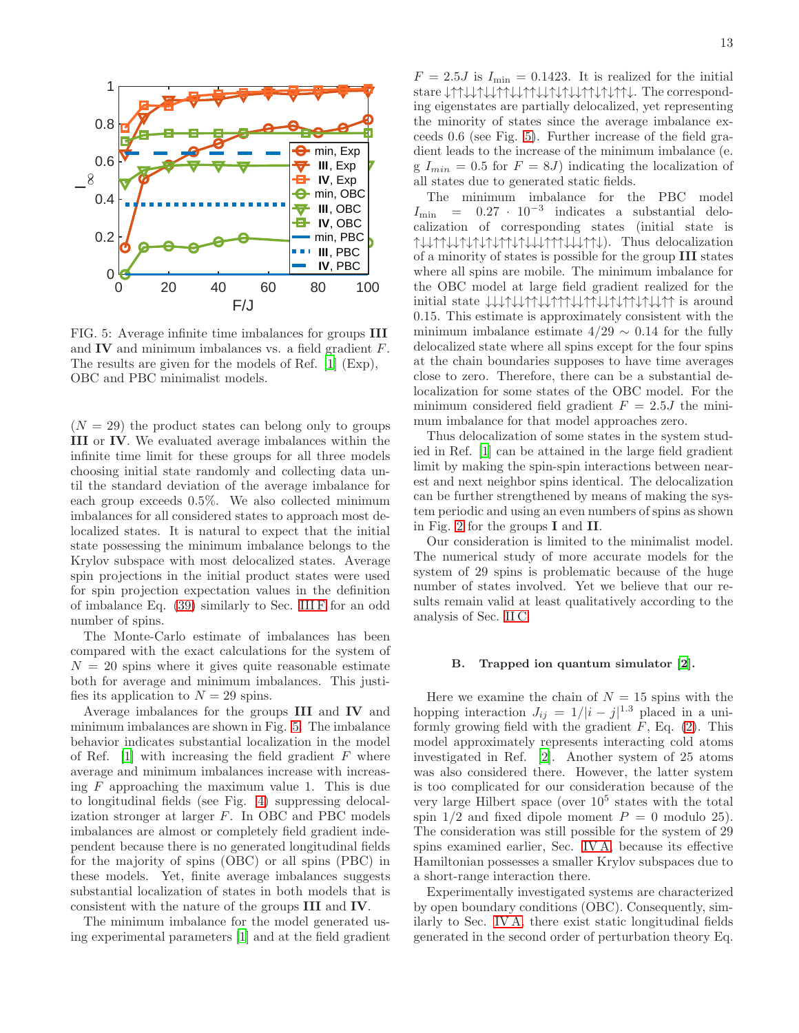FIG. 5: Average infinite time imbalances for groups **III** and **IV** and minimum imbalances vs. a field gradient $F$. The results are given for the models of Ref. [1] (Exp), OBC and PBC minimalist models.

($N = 29$) the product states can belong only to groups **III** or **IV**. We evaluated average imbalances within the infinite time limit for these groups for all three models choosing initial state randomly and collecting data until the standard deviation of the average imbalance for each group exceeds 0.5%. We also collected minimum imbalances for all considered states to approach most delocalized states. It is natural to expect that the initial state possessing the minimum imbalance belongs to the Krylov subspace with most delocalized states. Average spin projections in the initial product states were used for spin projection expectation values in the definition of imbalance Eq. (39) similarly to Sec. III F for an odd number of spins.

The Monte-Carlo estimate of imbalances has been compared with the exact calculations for the system of $N = 20$ spins where it gives quite reasonable estimate both for average and minimum imbalances. This justifies its application to $N = 29$ spins.

Average imbalances for the groups **III** and **IV** and minimum imbalances are shown in Fig. 5. The imbalance behavior indicates substantial localization in the model of Ref. [1] with increasing the field gradient $F$ where average and minimum imbalances increase with increasing $F$ approaching the maximum value 1. This is due to longitudinal fields (see Fig. 4) suppressing delocalization stronger at larger $F$. In OBC and PBC models imbalances are almost or completely field gradient independent because there is no generated longitudinal fields for the majority of spins (OBC) or all spins (PBC) in these models. Yet, finite average imbalances suggests substantial localization of states in both models that is consistent with the nature of the groups **III** and **IV**.

The minimum imbalance for the model generated using experimental parameters [1] and at the field gradient $F = 2.5J$ is $I_{\min} = 0.1423$. It is realized for the initial stare ↓↑↑↓↓↑↓↓↑↑↓↓↑↑↓↓↑↑↓↓↑↑↓↑↓↑↑↓. The corresponding eigenstates are partially delocalized, yet representing the minority of states since the average imbalance exceeds 0.6 (see Fig. 5). Further increase of the field gradient leads to the increase of the minimum imbalance (e. g $I_{min} = 0.5$ for $F = 8J$) indicating the localization of all states due to generated static fields.

The minimum imbalance for the PBC model $I_{\min} = 0.27 \cdot 10^{-3}$ indicates a substantial delocalization of corresponding states (initial state is ↑↓↓↑↑↓↓↑↓↑↓↑↓↑↑↓↑↓↓↓↑↑↑↓↓↓↑↑↓). Thus delocalization of a minority of states is possible for the group **III** states where all spins are mobile. The minimum imbalance for the OBC model at large field gradient realized for the initial state ↓↓↑↑↓↓↑↑↓↓↑↑↑↓↓↑↑↓↓↑↓↑↑↑↓↓↓↑↑ is around 0.15. This estimate is approximately consistent with the minimum imbalance estimate $4/29 \sim 0.14$ for the fully delocalized state where all spins except for the four spins at the chain boundaries supposes to have time averages close to zero. Therefore, there can be a substantial delocalization for some states of the OBC model. For the minimum considered field gradient $F = 2.5J$ the minimum imbalance for that model approaches zero.

Thus delocalization of some states in the system studied in Ref. [1] can be attained in the large field gradient limit by making the spin-spin interactions between nearest and next neighbor spins identical. The delocalization can be further strengthened by means of making the system periodic and using an even numbers of spins as shown in Fig. 2 for the groups **I** and **II**.

Our consideration is limited to the minimalist model. The numerical study of more accurate models for the system of 29 spins is problematic because of the huge number of states involved. Yet we believe that our results remain valid at least qualitatively according to the analysis of Sec. II C.

### B. Trapped ion quantum simulator [2].

Here we examine the chain of $N = 15$ spins with the hopping interaction $J_{ij} = 1/|i-j|^{1.3}$ placed in a uniformly growing field with the gradient $F$, Eq. (2). This model approximately represents interacting cold atoms investigated in Ref. [2]. Another system of 25 atoms was also considered there. However, the latter system is too complicated for our consideration because of the very large Hilbert space (over $10^5$ states with the total spin 1/2 and fixed dipole moment $P = 0$ modulo 25). The consideration was still possible for the system of 29 spins examined earlier, Sec. IV A, because its effective Hamiltonian possesses a smaller Krylov subspaces due to a short-range interaction there.

Experimentally investigated systems are characterized by open boundary conditions (OBC). Consequently, similarly to Sec. IV A, there exist static longitudinal fields generated in the second order of perturbation theory Eq.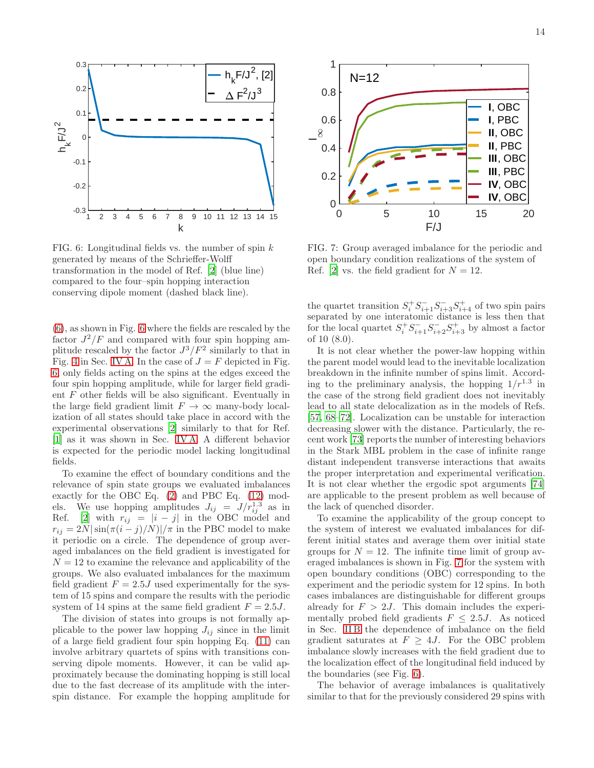FIG. 6: Longitudinal fields vs. the number of spin $k$ generated by means of the Schrieffer-Wolff transformation in the model of Ref. [2] (blue line) compared to the four–spin hopping interaction conserving dipole moment (dashed black line).

FIG. 7: Group averaged imbalance for the periodic and open boundary condition realizations of the system of Ref. [2] vs. the field gradient for $N = 12$.

(6), as shown in Fig. 6 where the fields are rescaled by the factor $J^2/F$ and compared with four spin hopping amplitude rescaled by the factor $J^3/F^2$ similarly to that in Fig. 4 in Sec. IV A. In the case of $J = F$ depicted in Fig. 6 only fields acting on the spins at the edges exceed the four spin hopping amplitude, while for larger field gradient $F$ other fields will be also significant. Eventually in the large field gradient limit $F \to \infty$ many-body localization of all states should take place in accord with the experimental observations [2] similarly to that for Ref. [1] as it was shown in Sec. IV A. A different behavior is expected for the periodic model lacking longitudinal fields.

To examine the effect of boundary conditions and the relevance of spin state groups we evaluated imbalances exactly for the OBC Eq. (2) and PBC Eq. (12) models. We use hopping amplitudes $J_{ij} = J/r_{ij}^{1.3}$ as in Ref. [2] with $r_{ij} = |i - j|$ in the OBC model and $r_{ij} = 2N|\sin(\pi(i-j)/N)|/\pi$ in the PBC model to make it periodic on a circle. The dependence of group averaged imbalances on the field gradient is investigated for $N = 12$ to examine the relevance and applicability of the groups. We also evaluated imbalances for the maximum field gradient $F = 2.5J$ used experimentally for the system of 15 spins and compare the results with the periodic system of 14 spins at the same field gradient $F = 2.5J$.

The division of states into groups is not formally applicable to the power law hopping $J_{ij}$ since in the limit of a large field gradient four spin hopping Eq. (11) can involve arbitrary quartets of spins with transitions conserving dipole moments. However, it can be valid approximately because the dominating hopping is still local due to the fast decrease of its amplitude with the inter-spin distance. For example the hopping amplitude for the quartet transition $S_i^+ S_{i+1}^- S_{i+3}^- S_{i+4}^+$ of two spin pairs separated by one interatomic distance is less then that for the local quartet $S_i^+ S_{i+1}^- S_{i+2}^- S_{i+3}^+$ by almost a factor of 10 (8.0).

It is not clear whether the power-law hopping within the parent model would lead to the inevitable localization breakdown in the infinite number of spins limit. According to the preliminary analysis, the hopping $1/r^{1.3}$ in the case of the strong field gradient does not inevitably lead to all state delocalization as in the models of Refs. [57, 68–72]. Localization can be unstable for interaction decreasing slower with the distance. Particularly, the recent work [73] reports the number of interesting behaviors in the Stark MBL problem in the case of infinite range distant independent transverse interactions that awaits the proper interpretation and experimental verification. It is not clear whether the ergodic spot arguments [74] are applicable to the present problem as well because of the lack of quenched disorder.

To examine the applicability of the group concept to the system of interest we evaluated imbalances for different initial states and average them over initial state groups for $N = 12$. The infinite time limit of group averaged imbalances is shown in Fig. 7 for the system with open boundary conditions (OBC) corresponding to the experiment and the periodic system for 12 spins. In both cases imbalances are distinguishable for different groups already for $F > 2J$. This domain includes the experimentally probed field gradients $F \leq 2.5J$. As noticed in Sec. II B the dependence of imbalance on the field gradient saturates at $F \geq 4J$. For the OBC problem imbalance slowly increases with the field gradient due to the localization effect of the longitudinal field induced by the boundaries (see Fig. 6).

The behavior of average imbalances is qualitatively similar to that for the previously considered 29 spins with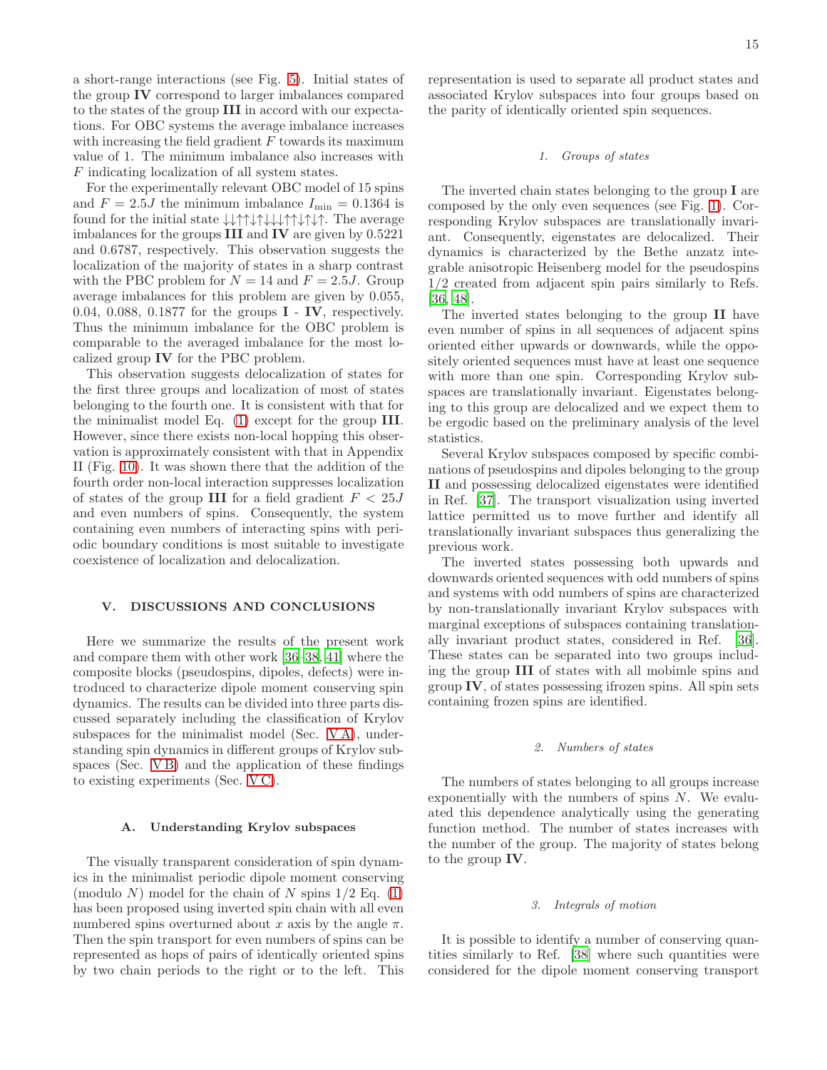a short-range interactions (see Fig. 5). Initial states of the group **IV** correspond to larger imbalances compared to the states of the group **III** in accord with our expectations. For OBC systems the average imbalance increases with increasing the field gradient $F$ towards its maximum value of 1. The minimum imbalance also increases with $F$ indicating localization of all system states.

For the experimentally relevant OBC model of 15 spins and $F = 2.5J$ the minimum imbalance $I_{\min} = 0.1364$ is found for the initial state ↓↓↑↑↓↑↓↓↓↑↑↓↑↓↑. The average imbalances for the groups **III** and **IV** are given by 0.5221 and 0.6787, respectively. This observation suggests the localization of the majority of states in a sharp contrast with the PBC problem for $N = 14$ and $F = 2.5J$. Group average imbalances for this problem are given by 0.055, 0.04, 0.088, 0.1877 for the groups **I** - **IV**, respectively. Thus the minimum imbalance for the OBC problem is comparable to the averaged imbalance for the most localized group **IV** for the PBC problem.

This observation suggests delocalization of states for the first three groups and localization of most of states belonging to the fourth one. It is consistent with that for the minimalist model Eq. (1) except for the group **III**. However, since there exists non-local hopping this observation is approximately consistent with that in Appendix II (Fig. 10). It was shown there that the addition of the fourth order non-local interaction suppresses localization of states of the group **III** for a field gradient $F < 25J$ and even numbers of spins. Consequently, the system containing even numbers of interacting spins with periodic boundary conditions is most suitable to investigate coexistence of localization and delocalization.

## V. DISCUSSIONS AND CONCLUSIONS

Here we summarize the results of the present work and compare them with other work [36–38, 41] where the composite blocks (pseudospins, dipoles, defects) were introduced to characterize dipole moment conserving spin dynamics. The results can be divided into three parts discussed separately including the classification of Krylov subspaces for the minimalist model (Sec. V A), understanding spin dynamics in different groups of Krylov subspaces (Sec. V B) and the application of these findings to existing experiments (Sec. V C).

### A. Understanding Krylov subspaces

The visually transparent consideration of spin dynamics in the minimalist periodic dipole moment conserving (modulo $N$) model for the chain of $N$ spins 1/2 Eq. (1) has been proposed using inverted spin chain with all even numbered spins overturned about $x$ axis by the angle $\pi$. Then the spin transport for even numbers of spins can be represented as hops of pairs of identically oriented spins by two chain periods to the right or to the left. This representation is used to separate all product states and associated Krylov subspaces into four groups based on the parity of identically oriented spin sequences.

#### 1. Groups of states

The inverted chain states belonging to the group **I** are composed by the only even sequences (see Fig. 1). Corresponding Krylov subspaces are translationally invariant. Consequently, eigenstates are delocalized. Their dynamics is characterized by the Bethe anzatz integrable anisotropic Heisenberg model for the pseudospins 1/2 created from adjacent spin pairs similarly to Refs. [36, 48].

The inverted states belonging to the group **II** have even number of spins in all sequences of adjacent spins oriented either upwards or downwards, while the oppositely oriented sequences must have at least one sequence with more than one spin. Corresponding Krylov subspaces are translationally invariant. Eigenstates belonging to this group are delocalized and we expect them to be ergodic based on the preliminary analysis of the level statistics.

Several Krylov subspaces composed by specific combinations of pseudospins and dipoles belonging to the group **II** and possessing delocalized eigenstates were identified in Ref. [37]. The transport visualization using inverted lattice permitted us to move further and identify all translationally invariant subspaces thus generalizing the previous work.

The inverted states possessing both upwards and downwards oriented sequences with odd numbers of spins and systems with odd numbers of spins are characterized by non-translationally invariant Krylov subspaces with marginal exceptions of subspaces containing translationally invariant product states, considered in Ref. [36]. These states can be separated into two groups including the group **III** of states with all mobimle spins and group **IV**, of states possessing ifrozen spins. All spin sets containing frozen spins are identified.

#### 2. Numbers of states

The numbers of states belonging to all groups increase exponentially with the numbers of spins $N$. We evaluated this dependence analytically using the generating function method. The number of states increases with the number of the group. The majority of states belong to the group **IV**.

#### 3. Integrals of motion

It is possible to identify a number of conserving quantities similarly to Ref. [38] where such quantities were considered for the dipole moment conserving transport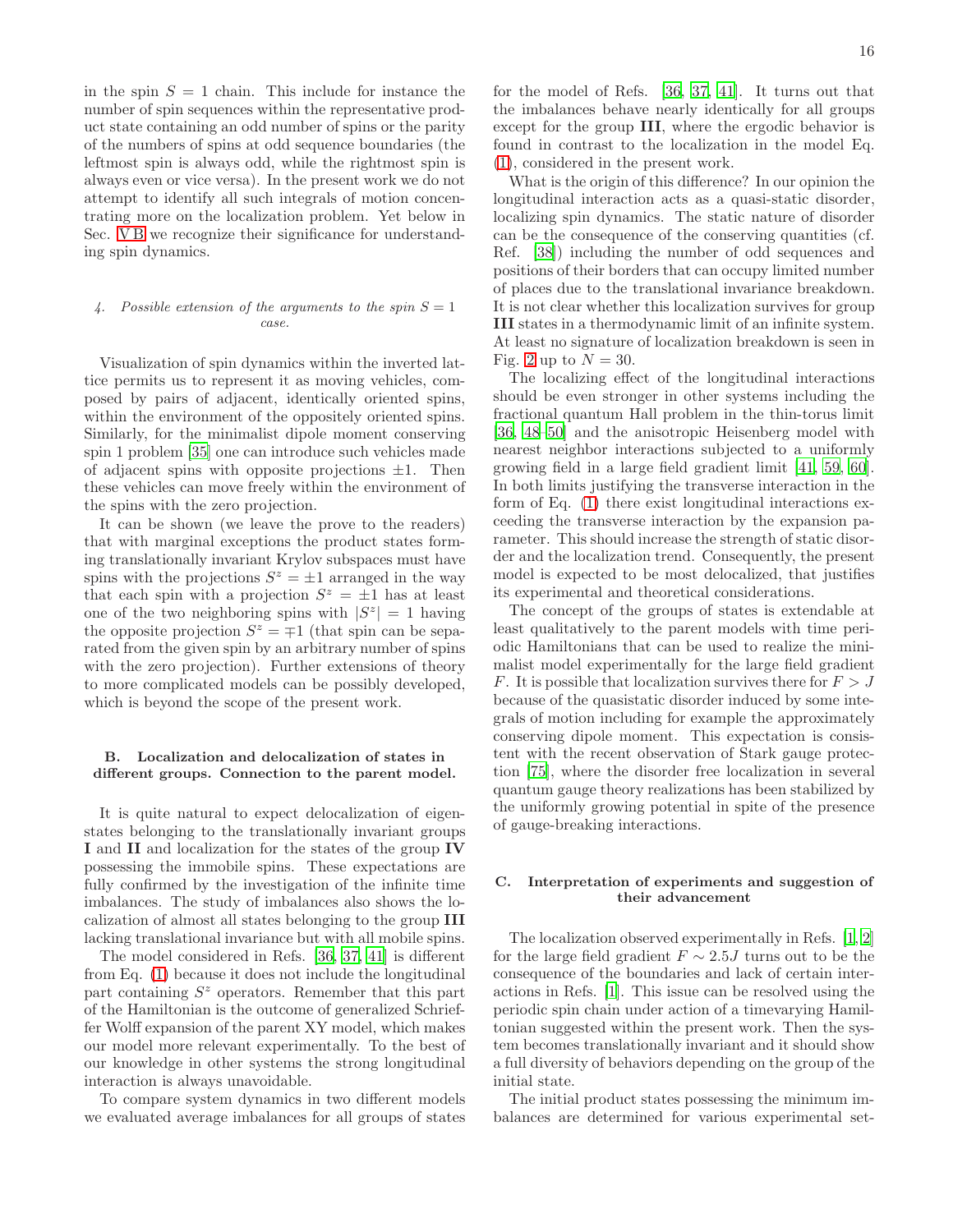in the spin $S = 1$ chain. This include for instance the number of spin sequences within the representative product state containing an odd number of spins or the parity of the numbers of spins at odd sequence boundaries (the leftmost spin is always odd, while the rightmost spin is always even or vice versa). In the present work we do not attempt to identify all such integrals of motion concentrating more on the localization problem. Yet below in Sec. V B we recognize their significance for understanding spin dynamics.

#### 4. Possible extension of the arguments to the spin $S = 1$ case.

Visualization of spin dynamics within the inverted lattice permits us to represent it as moving vehicles, composed by pairs of adjacent, identically oriented spins, within the environment of the oppositely oriented spins. Similarly, for the minimalist dipole moment conserving spin 1 problem [35] one can introduce such vehicles made of adjacent spins with opposite projections $\pm 1$. Then these vehicles can move freely within the environment of the spins with the zero projection.

It can be shown (we leave the prove to the readers) that with marginal exceptions the product states forming translationally invariant Krylov subspaces must have spins with the projections $S^z = \pm 1$ arranged in the way that each spin with a projection $S^z = \pm 1$ has at least one of the two neighboring spins with $|S^z| = 1$ having the opposite projection $S^z = \mp 1$ (that spin can be separated from the given spin by an arbitrary number of spins with the zero projection). Further extensions of theory to more complicated models can be possibly developed, which is beyond the scope of the present work.

### B. Localization and delocalization of states in different groups. Connection to the parent model.

It is quite natural to expect delocalization of eigenstates belonging to the translationally invariant groups **I** and **II** and localization for the states of the group **IV** possessing the immobile spins. These expectations are fully confirmed by the investigation of the infinite time imbalances. The study of imbalances also shows the localization of almost all states belonging to the group **III** lacking translational invariance but with all mobile spins.

The model considered in Refs. [36, 37, 41] is different from Eq. (1) because it does not include the longitudinal part containing $S^z$ operators. Remember that this part of the Hamiltonian is the outcome of generalized Schrieffer Wolff expansion of the parent XY model, which makes our model more relevant experimentally. To the best of our knowledge in other systems the strong longitudinal interaction is always unavoidable.

To compare system dynamics in two different models we evaluated average imbalances for all groups of states for the model of Refs. [36, 37, 41]. It turns out that the imbalances behave nearly identically for all groups except for the group **III**, where the ergodic behavior is found in contrast to the localization in the model Eq. (1), considered in the present work.

What is the origin of this difference? In our opinion the longitudinal interaction acts as a quasi-static disorder, localizing spin dynamics. The static nature of disorder can be the consequence of the conserving quantities (cf. Ref. [38]) including the number of odd sequences and positions of their borders that can occupy limited number of places due to the translational invariance breakdown. It is not clear whether this localization survives for group **III** states in a thermodynamic limit of an infinite system. At least no signature of localization breakdown is seen in Fig. 2 up to $N = 30$.

The localizing effect of the longitudinal interactions should be even stronger in other systems including the fractional quantum Hall problem in the thin-torus limit [36, 48–50] and the anisotropic Heisenberg model with nearest neighbor interactions subjected to a uniformly growing field in a large field gradient limit [41, 59, 60]. In both limits justifying the transverse interaction in the form of Eq. (1) there exist longitudinal interactions exceeding the transverse interaction by the expansion parameter. This should increase the strength of static disorder and the localization trend. Consequently, the present model is expected to be most delocalized, that justifies its experimental and theoretical considerations.

The concept of the groups of states is extendable at least qualitatively to the parent models with time periodic Hamiltonians that can be used to realize the minimalist model experimentally for the large field gradient $F$. It is possible that localization survives there for $F > J$ because of the quasistatic disorder induced by some integrals of motion including for example the approximately conserving dipole moment. This expectation is consistent with the recent observation of Stark gauge protection [75], where the disorder free localization in several quantum gauge theory realizations has been stabilized by the uniformly growing potential in spite of the presence of gauge-breaking interactions.

### C. Interpretation of experiments and suggestion of their advancement

The localization observed experimentally in Refs. [1, 2] for the large field gradient $F \sim 2.5J$ turns out to be the consequence of the boundaries and lack of certain interactions in Refs. [1]. This issue can be resolved using the periodic spin chain under action of a timevarying Hamiltonian suggested within the present work. Then the system becomes translationally invariant and it should show a full diversity of behaviors depending on the group of the initial state.

The initial product states possessing the minimum imbalances are determined for various experimental set-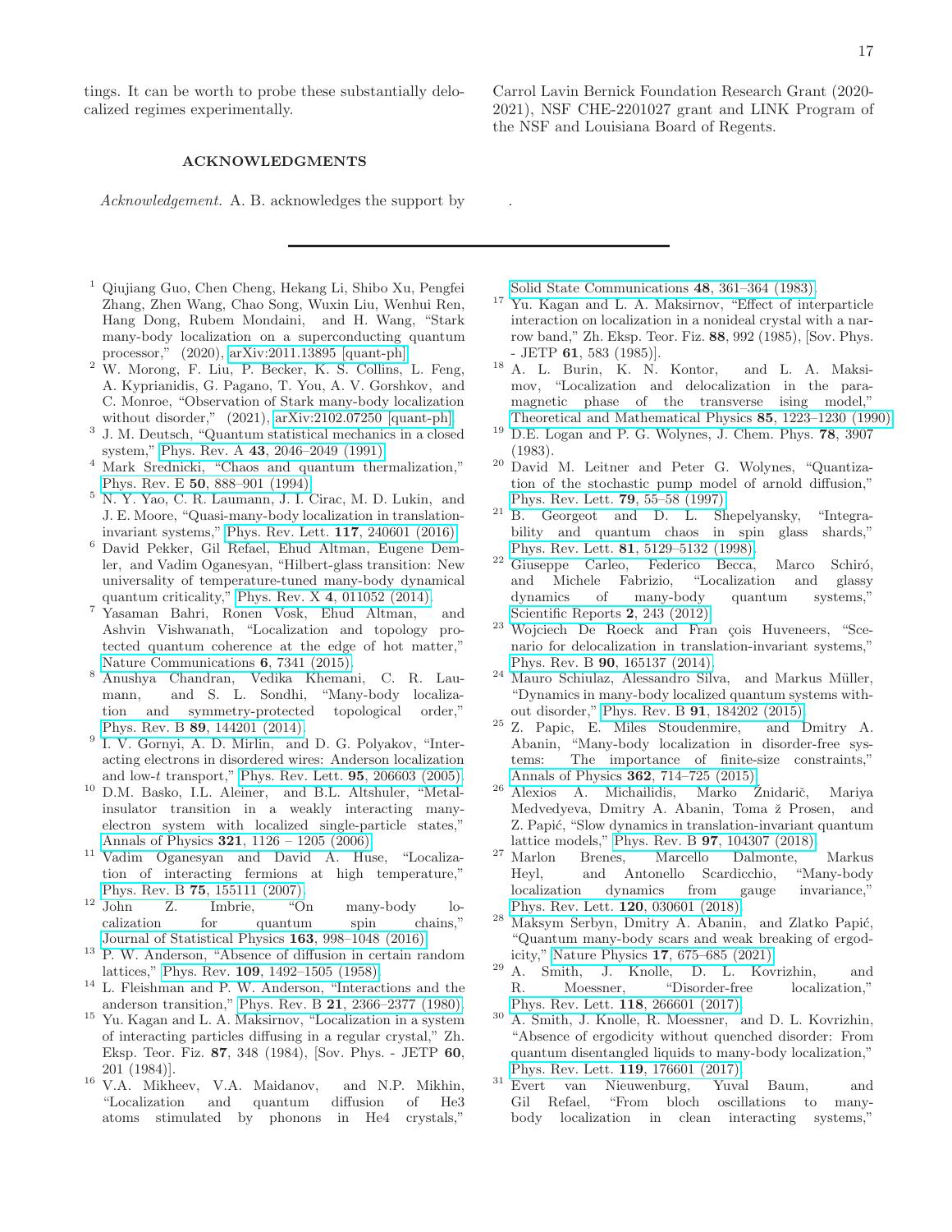tings. It can be worth to probe these substantially delocalized regimes experimentally.

## ACKNOWLEDGMENTS

*Acknowledgement.* A. B. acknowledges the support by Carrol Lavin Bernick Foundation Research Grant (2020-2021), NSF CHE-2201027 grant and LINK Program of the NSF and Louisiana Board of Regents.

.

---

[1] Qiujiang Guo, Chen Cheng, Hekang Li, Shibo Xu, Pengfei Zhang, Zhen Wang, Chao Song, Wuxin Liu, Wenhui Ren, Hang Dong, Rubem Mondaini, and H. Wang, "Stark many-body localization on a superconducting quantum processor," (2020), arXiv:2011.13895 [quant-ph].

[2] W. Morong, F. Liu, P. Becker, K. S. Collins, L. Feng, A. Kyprianidis, G. Pagano, T. You, A. V. Gorshkov, and C. Monroe, "Observation of Stark many-body localization without disorder," (2021), arXiv:2102.07250 [quant-ph].

[3] J. M. Deutsch, "Quantum statistical mechanics in a closed system," Phys. Rev. A **43**, 2046–2049 (1991).

[4] Mark Srednicki, "Chaos and quantum thermalization," Phys. Rev. E **50**, 888–901 (1994).

[5] N. Y. Yao, C. R. Laumann, J. I. Cirac, M. D. Lukin, and J. E. Moore, "Quasi-many-body localization in translation-invariant systems," Phys. Rev. Lett. **117**, 240601 (2016).

[6] David Pekker, Gil Refael, Ehud Altman, Eugene Demler, and Vadim Oganesyan, "Hilbert-glass transition: New universality of temperature-tuned many-body dynamical quantum criticality," Phys. Rev. X **4**, 011052 (2014).

[7] Yasaman Bahri, Ronen Vosk, Ehud Altman, and Ashvin Vishwanath, "Localization and topology protected quantum coherence at the edge of hot matter," Nature Communications **6**, 7341 (2015).

[8] Anushya Chandran, Vedika Khemani, C. R. Laumann, and S. L. Sondhi, "Many-body localization and symmetry-protected topological order," Phys. Rev. B **89**, 144201 (2014).

[9] I. V. Gornyi, A. D. Mirlin, and D. G. Polyakov, "Interacting electrons in disordered wires: Anderson localization and low-$t$ transport," Phys. Rev. Lett. **95**, 206603 (2005).

[10] D.M. Basko, I.L. Aleiner, and B.L. Altshuler, "Metal-insulator transition in a weakly interacting many-electron system with localized single-particle states," Annals of Physics **321**, 1126 – 1205 (2006).

[11] Vadim Oganesyan and David A. Huse, "Localization of interacting fermions at high temperature," Phys. Rev. B **75**, 155111 (2007).

[12] John Z. Imbrie, "On many-body localization for quantum spin chains," Journal of Statistical Physics **163**, 998–1048 (2016).

[13] P. W. Anderson, "Absence of diffusion in certain random lattices," Phys. Rev. **109**, 1492–1505 (1958).

[14] L. Fleishman and P. W. Anderson, "Interactions and the anderson transition," Phys. Rev. B **21**, 2366–2377 (1980).

[15] Yu. Kagan and L. A. Maksirnov, "Localization in a system of interacting particles diffusing in a regular crystal," Zh. Eksp. Teor. Fiz. **87**, 348 (1984), [Sov. Phys. - JETP **60**, 201 (1984)].

[16] V.A. Mikheev, V.A. Maidanov, and N.P. Mikhin, "Localization and quantum diffusion of He3 atoms stimulated by phonons in He4 crystals," Solid State Communications **48**, 361–364 (1983).

[17] Yu. Kagan and L. A. Maksirnov, "Effect of interparticle interaction on localization in a nonideal crystal with a narrow band," Zh. Eksp. Teor. Fiz. **88**, 992 (1985), [Sov. Phys. - JETP **61**, 583 (1985)].

[18] A. L. Burin, K. N. Kontor, and L. A. Maksimov, "Localization and delocalization in the paramagnetic phase of the transverse ising model," Theoretical and Mathematical Physics **85**, 1223–1230 (1990).

[19] D.E. Logan and P. G. Wolynes, J. Chem. Phys. **78**, 3907 (1983).

[20] David M. Leitner and Peter G. Wolynes, "Quantization of the stochastic pump model of arnold diffusion," Phys. Rev. Lett. **79**, 55–58 (1997).

[21] B. Georgeot and D. L. Shepelyansky, "Integrability and quantum chaos in spin glass shards," Phys. Rev. Lett. **81**, 5129–5132 (1998).

[22] Giuseppe Carleo, Federico Becca, Marco Schiró, and Michele Fabrizio, "Localization and glassy dynamics of many-body quantum systems," Scientific Reports **2**, 243 (2012).

[23] Wojciech De Roeck and Fran çois Huveneers, "Scenario for delocalization in translation-invariant systems," Phys. Rev. B **90**, 165137 (2014).

[24] Mauro Schiulaz, Alessandro Silva, and Markus Müller, "Dynamics in many-body localized quantum systems without disorder," Phys. Rev. B **91**, 184202 (2015).

[25] Z. Papic, E. Miles Stoudenmire, and Dmitry A. Abanin, "Many-body localization in disorder-free systems: The importance of finite-size constraints," Annals of Physics **362**, 714–725 (2015).

[26] Alexios A. Michailidis, Marko Žnidarič, Mariya Medvedyeva, Dmitry A. Abanin, Toma ž Prosen, and Z. Papić, "Slow dynamics in translation-invariant quantum lattice models," Phys. Rev. B **97**, 104307 (2018).

[27] Marlon Brenes, Marcello Dalmonte, Markus Heyl, and Antonello Scardicchio, "Many-body localization dynamics from gauge invariance," Phys. Rev. Lett. **120**, 030601 (2018).

[28] Maksym Serbyn, Dmitry A. Abanin, and Zlatko Papić, "Quantum many-body scars and weak breaking of ergodicity," Nature Physics **17**, 675–685 (2021).

[29] A. Smith, J. Knolle, D. L. Kovrizhin, and R. Moessner, "Disorder-free localization," Phys. Rev. Lett. **118**, 266601 (2017).

[30] A. Smith, J. Knolle, R. Moessner, and D. L. Kovrizhin, "Absence of ergodicity without quenched disorder: From quantum disentangled liquids to many-body localization," Phys. Rev. Lett. **119**, 176601 (2017).

[31] Evert van Nieuwenburg, Yuval Baum, and Gil Refael, "From bloch oscillations to many-body localization in clean interacting systems,"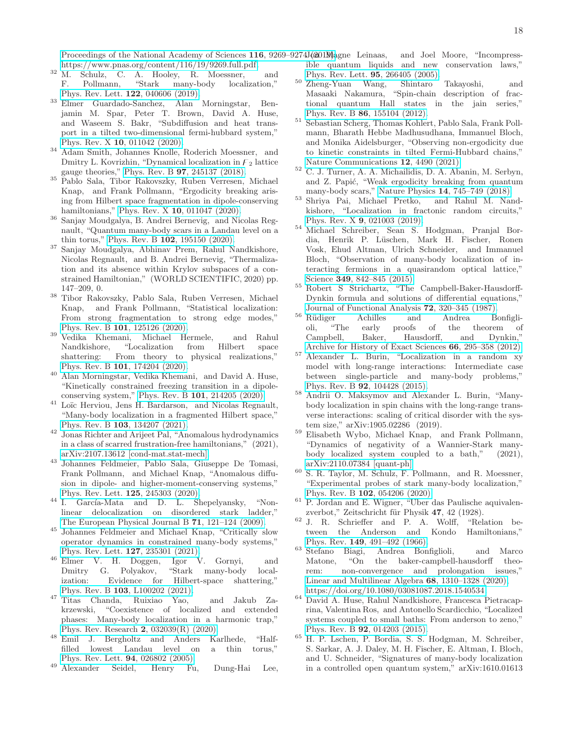Proceedings of the National Academy of Sciences **116**, 9269–9274 (2019), https://www.pnas.org/content/116/19/9269.full.pdf.

[32] M. Schulz, C. A. Hooley, R. Moessner, and F. Pollmann, "Stark many-body localization," Phys. Rev. Lett. **122**, 040606 (2019).

[33] Elmer Guardado-Sanchez, Alan Morningstar, Benjamin M. Spar, Peter T. Brown, David A. Huse, and Waseem S. Bakr, "Subdiffusion and heat transport in a tilted two-dimensional fermi-hubbard system," Phys. Rev. X **10**, 011042 (2020).

[34] Adam Smith, Johannes Knolle, Roderich Moessner, and Dmitry L. Kovrizhin, "Dynamical localization in $\mathcal{Z}_2$ lattice gauge theories," Phys. Rev. B **97**, 245137 (2018).

[35] Pablo Sala, Tibor Rakovszky, Ruben Verresen, Michael Knap, and Frank Pollmann, "Ergodicity breaking arising from Hilbert space fragmentation in dipole-conserving hamiltonians," Phys. Rev. X **10**, 011047 (2020).

[36] Sanjay Moudgalya, B. Andrei Bernevig, and Nicolas Regnault, "Quantum many-body scars in a Landau level on a thin torus," Phys. Rev. B **102**, 195150 (2020).

[37] Sanjay Moudgalya, Abhinav Prem, Rahul Nandkishore, Nicolas Regnault, and B. Andrei Bernevig, "Thermalization and its absence within Krylov subspaces of a constrained Hamiltonian," (WORLD SCIENTIFIC, 2020) pp. 147–209, 0.

[38] Tibor Rakovszky, Pablo Sala, Ruben Verresen, Michael Knap, and Frank Pollmann, "Statistical localization: From strong fragmentation to strong edge modes," Phys. Rev. B **101**, 125126 (2020).

[39] Vedika Khemani, Michael Hermele, and Rahul Nandkishore, "Localization from Hilbert space shattering: From theory to physical realizations," Phys. Rev. B **101**, 174204 (2020).

[40] Alan Morningstar, Vedika Khemani, and David A. Huse, "Kinetically constrained freezing transition in a dipole-conserving system," Phys. Rev. B **101**, 214205 (2020).

[41] Loïc Herviou, Jens H. Bardarson, and Nicolas Regnault, "Many-body localization in a fragmented Hilbert space," Phys. Rev. B **103**, 134207 (2021).

[42] Jonas Richter and Arijeet Pal, "Anomalous hydrodynamics in a class of scarred frustration-free hamiltonians," (2021), arXiv:2107.13612 [cond-mat.stat-mech].

[43] Johannes Feldmeier, Pablo Sala, Giuseppe De Tomasi, Frank Pollmann, and Michael Knap, "Anomalous diffusion in dipole- and higher-moment-conserving systems," Phys. Rev. Lett. **125**, 245303 (2020).

[44] I. García-Mata and D. L. Shepelyansky, "Nonlinear delocalization on disordered stark ladder," The European Physical Journal B **71**, 121–124 (2009).

[45] Johannes Feldmeier and Michael Knap, "Critically slow operator dynamics in constrained many-body systems," Phys. Rev. Lett. **127**, 235301 (2021).

[46] Elmer V. H. Doggen, Igor V. Gornyi, and Dmitry G. Polyakov, "Stark many-body localization: Evidence for Hilbert-space shattering," Phys. Rev. B **103**, L100202 (2021).

[47] Titas Chanda, Ruixiao Yao, and Jakub Zakrzewski, "Coexistence of localized and extended phases: Many-body localization in a harmonic trap," Phys. Rev. Research **2**, 032039(R) (2020).

[48] Emil J. Bergholtz and Anders Karlhede, "Half-filled lowest Landau level on a thin torus," Phys. Rev. Lett. **94**, 026802 (2005).

[49] Alexander Seidel, Henry Fu, Dung-Hai Lee, Jon Magne Leinaas, and Joel Moore, "Incompressible quantum liquids and new conservation laws," Phys. Rev. Lett. **95**, 266405 (2005).

[50] Zheng-Yuan Wang, Shintaro Takayoshi, and Masaaki Nakamura, "Spin-chain description of fractional quantum Hall states in the jain series," Phys. Rev. B **86**, 155104 (2012).

[51] Sebastian Scherg, Thomas Kohlert, Pablo Sala, Frank Pollmann, Bharath Hebbe Madhusudhana, Immanuel Bloch, and Monika Aidelsburger, "Observing non-ergodicity due to kinetic constraints in tilted Fermi-Hubbard chains," Nature Communications **12**, 4490 (2021).

[52] C. J. Turner, A. A. Michailidis, D. A. Abanin, M. Serbyn, and Z. Papić, "Weak ergodicity breaking from quantum many-body scars," Nature Physics **14**, 745–749 (2018).

[53] Shriya Pai, Michael Pretko, and Rahul M. Nandkishore, "Localization in fractonic random circuits," Phys. Rev. X **9**, 021003 (2019).

[54] Michael Schreiber, Sean S. Hodgman, Pranjal Bordia, Henrik P. Lüschen, Mark H. Fischer, Ronen Vosk, Ehud Altman, Ulrich Schneider, and Immanuel Bloch, "Observation of many-body localization of interacting fermions in a quasirandom optical lattice," Science **349**, 842–845 (2015).

[55] Robert S Strichartz, "The Campbell-Baker-Hausdorff-Dynkin formula and solutions of differential equations," Journal of Functional Analysis **72**, 320–345 (1987).

[56] Rüdiger Achilles and Andrea Bonfiglioli, "The early proofs of the theorem of Campbell, Baker, Hausdorff, and Dynkin," Archive for History of Exact Sciences **66**, 295–358 (2012).

[57] Alexander L. Burin, "Localization in a random xy model with long-range interactions: Intermediate case between single-particle and many-body problems," Phys. Rev. B **92**, 104428 (2015).

[58] Andrii O. Maksymov and Alexander L. Burin, "Many-body localization in spin chains with the long-range transverse interactions: scaling of critical disorder with the system size," arXiv:1905.02286 (2019).

[59] Elisabeth Wybo, Michael Knap, and Frank Pollmann, "Dynamics of negativity of a Wannier-Stark many-body localized system coupled to a bath," (2021), arXiv:2110.07384 [quant-ph].

[60] S. R. Taylor, M. Schulz, F. Pollmann, and R. Moessner, "Experimental probes of stark many-body localization," Phys. Rev. B **102**, 054206 (2020).

[61] P. Jordan and E. Wigner, "Über das Paulische äquivalenzverbot," Zeitschrift für Physik **47**, 42 (1928).

[62] J. R. Schrieffer and P. A. Wolff, "Relation between the Anderson and Kondo Hamiltonians," Phys. Rev. **149**, 491–492 (1966).

[63] Stefano Biagi, Andrea Bonfiglioli, and Marco Matone, "On the baker-campbell-hausdorff theorem: non-convergence and prolongation issues," Linear and Multilinear Algebra **68**, 1310–1328 (2020), https://doi.org/10.1080/03081087.2018.1540534.

[64] David A. Huse, Rahul Nandkishore, Francesca Pietracaprina, Valentina Ros, and Antonello Scardicchio, "Localized systems coupled to small baths: From anderson to zeno," Phys. Rev. B **92**, 014203 (2015).

[65] H. P. Lschen, P. Bordia, S. S. Hodgman, M. Schreiber, S. Sarkar, A. J. Daley, M. H. Fischer, E. Altman, I. Bloch, and U. Schneider, "Signatures of many-body localization in a controlled open quantum system," arXiv:1610.01613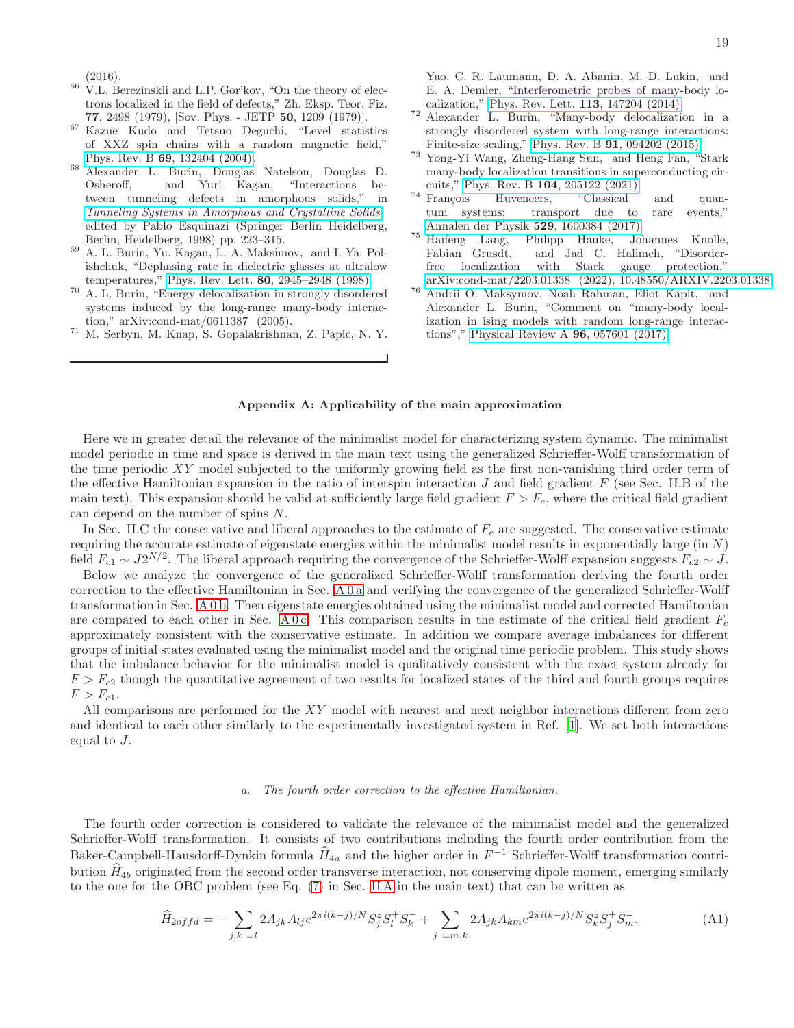(2016).

66 V.L. Berezinskii and L.P. Gor'kov, "On the theory of electrons localized in the field of defects," Zh. Eksp. Teor. Fiz. **77**, 2498 (1979), [Sov. Phys. - JETP **50**, 1209 (1979)].

67 Kazue Kudo and Tetsuo Deguchi, "Level statistics of XXZ spin chains with a random magnetic field," Phys. Rev. B **69**, 132404 (2004).

68 Alexander L. Burin, Douglas Natelson, Douglas D. Osheroff, and Yuri Kagan, "Interactions between tunneling defects in amorphous solids," in *Tunneling Systems in Amorphous and Crystalline Solids*, edited by Pablo Esquinazi (Springer Berlin Heidelberg, Berlin, Heidelberg, 1998) pp. 223–315.

69 A. L. Burin, Yu. Kagan, L. A. Maksimov, and I. Ya. Polishchuk, "Dephasing rate in dielectric glasses at ultralow temperatures," Phys. Rev. Lett. **80**, 2945–2948 (1998).

70 A. L. Burin, "Energy delocalization in strongly disordered systems induced by the long-range many-body interaction," arXiv:cond-mat/0611387 (2005).

71 M. Serbyn, M. Knap, S. Gopalakrishnan, Z. Papic, N. Y. Yao, C. R. Laumann, D. A. Abanin, M. D. Lukin, and E. A. Demler, "Interferometric probes of many-body localization," Phys. Rev. Lett. **113**, 147204 (2014).

72 Alexander L. Burin, "Many-body delocalization in a strongly disordered system with long-range interactions: Finite-size scaling," Phys. Rev. B **91**, 094202 (2015).

73 Yong-Yi Wang, Zheng-Hang Sun, and Heng Fan, "Stark many-body localization transitions in superconducting circuits," Phys. Rev. B **104**, 205122 (2021).

74 François Huveneers, "Classical and quantum systems: transport due to rare events," Annalen der Physik **529**, 1600384 (2017).

75 Haifeng Lang, Philipp Hauke, Johannes Knolle, Fabian Grusdt, and Jad C. Halimeh, "Disorder-free localization with Stark gauge protection," arXiv:cond-mat/2203.01338 (2022), 10.48550/ARXIV.2203.01338.

76 Andrii O. Maksymov, Noah Rahman, Eliot Kapit, and Alexander L. Burin, "Comment on "many-body localization in ising models with random long-range interactions"," Physical Review A **96**, 057601 (2017).

## Appendix A: Applicability of the main approximation

Here we in greater detail the relevance of the minimalist model for characterizing system dynamic. The minimalist model periodic in time and space is derived in the main text using the generalized Schrieffer-Wolff transformation of the time periodic $XY$ model subjected to the uniformly growing field as the first non-vanishing third order term of the effective Hamiltonian expansion in the ratio of interspin interaction $J$ and field gradient $F$ (see Sec. II.B of the main text). This expansion should be valid at sufficiently large field gradient $F > F_c$, where the critical field gradient can depend on the number of spins $N$.

In Sec. II.C the conservative and liberal approaches to the estimate of $F_c$ are suggested. The conservative estimate requiring the accurate estimate of eigenstate energies within the minimalist model results in exponentially large (in $N$) field $F_{c1} \sim J2^{N/2}$. The liberal approach requiring the convergence of the Schrieffer-Wolff expansion suggests $F_{c2} \sim J$.

Below we analyze the convergence of the generalized Schrieffer-Wolff transformation deriving the fourth order correction to the effective Hamiltonian in Sec. A 0 a and verifying the convergence of the generalized Schrieffer-Wolff transformation in Sec. A 0 b. Then eigenstate energies obtained using the minimalist model and corrected Hamiltonian are compared to each other in Sec. A 0 c. This comparison results in the estimate of the critical field gradient $F_c$ approximately consistent with the conservative estimate. In addition we compare average imbalances for different groups of initial states evaluated using the minimalist model and the original time periodic problem. This study shows that the imbalance behavior for the minimalist model is qualitatively consistent with the exact system already for $F > F_{c2}$ though the quantitative agreement of two results for localized states of the third and fourth groups requires $F > F_{c1}$.

All comparisons are performed for the $XY$ model with nearest and next neighbor interactions different from zero and identical to each other similarly to the experimentally investigated system in Ref. [1]. We set both interactions equal to $J$.

### a. The fourth order correction to the effective Hamiltonian.

The fourth order correction is considered to validate the relevance of the minimalist model and the generalized Schrieffer-Wolff transformation. It consists of two contributions including the fourth order contribution from the Baker-Campbell-Hausdorff-Dynkin formula $\widehat{H}_{4a}$ and the higher order in $F^{-1}$ Schrieffer-Wolff transformation contribution $\widehat{H}_{4b}$ originated from the second order transverse interaction, not conserving dipole moment, emerging similarly to the one for the OBC problem (see Eq. (7) in Sec. II A in the main text) that can be written as

$$\widehat{H}_{2offd} = -\sum_{j,k\ =l} 2A_{jk}A_{lj}e^{2\pi i(k-j)/N}S_j^zS_l^+S_k^- + \sum_{j\ =m,k} 2A_{jk}A_{km}e^{2\pi i(k-j)/N}S_k^zS_j^+S_m^-. \tag{A1}$$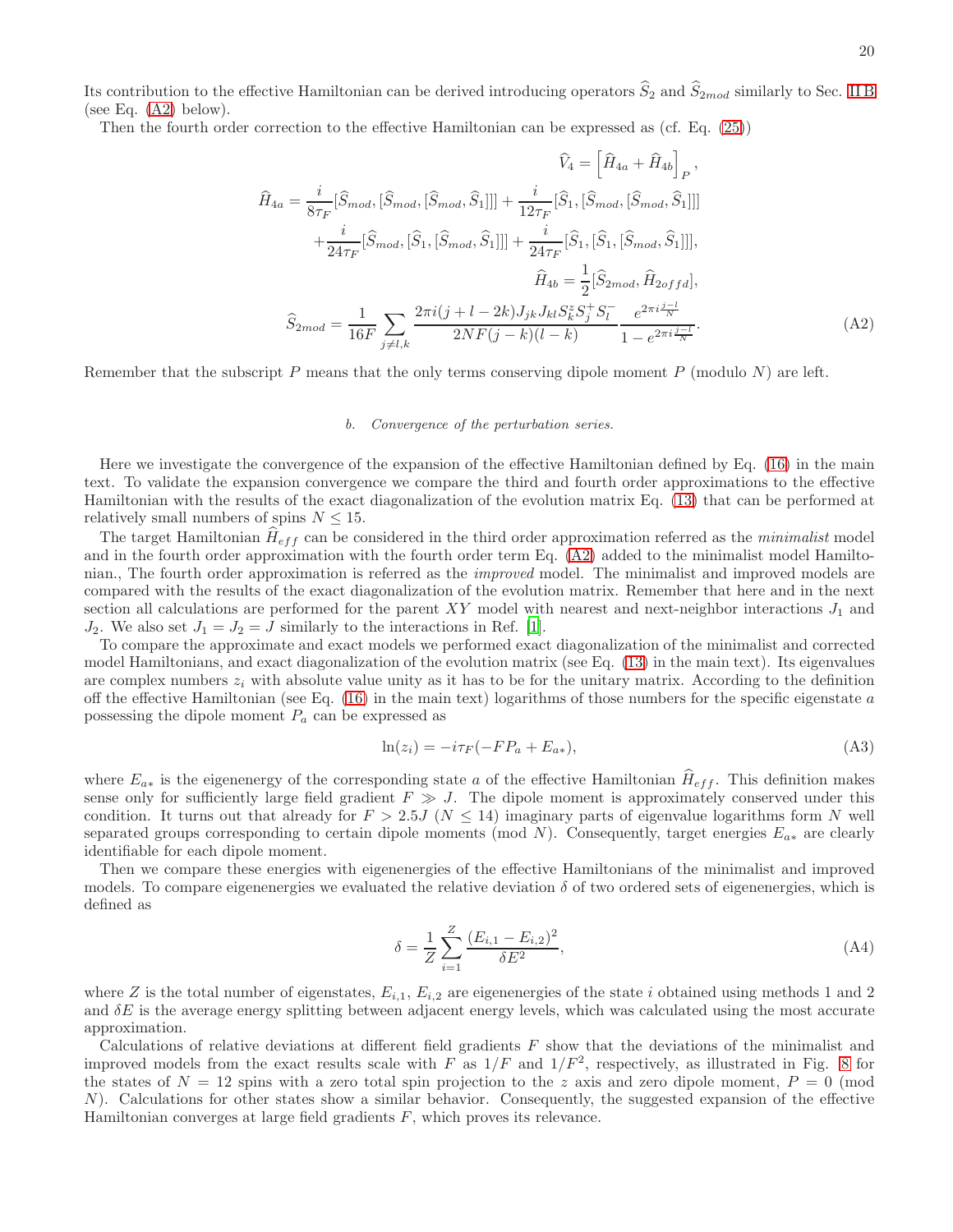Its contribution to the effective Hamiltonian can be derived introducing operators $\widehat{S}_2$ and $\widehat{S}_{2mod}$ similarly to Sec. II B (see Eq. (A2) below).

Then the fourth order correction to the effective Hamiltonian can be expressed as (cf. Eq. (25))

$$
\begin{aligned}
\widehat{V}_4 &= \left[\widehat{H}_{4a} + \widehat{H}_{4b}\right]_P, \\
\widehat{H}_{4a} &= \frac{i}{8\tau_F}[\widehat{S}_{mod},[\widehat{S}_{mod},[\widehat{S}_{mod},\widehat{S}_1]]] + \frac{i}{12\tau_F}[\widehat{S}_1,[\widehat{S}_{mod},[\widehat{S}_{mod},\widehat{S}_1]]] \\
&+ \frac{i}{24\tau_F}[\widehat{S}_{mod},[\widehat{S}_1,[\widehat{S}_{mod},\widehat{S}_1]]] + \frac{i}{24\tau_F}[\widehat{S}_1,[\widehat{S}_1,[\widehat{S}_{mod},\widehat{S}_1]]], \\
\widehat{H}_{4b} &= \frac{1}{2}[\widehat{S}_{2mod},\widehat{H}_{2offd}], \\
\widehat{S}_{2mod} &= \frac{1}{16F}\sum_{j\neq l,k}\frac{2\pi i(j+l-2k)J_{jk}J_{kl}S_k^z S_j^+ S_l^-}{2NF(j-k)(l-k)}\frac{e^{2\pi i\frac{j-l}{N}}}{1-e^{2\pi i\frac{j-l}{N}}}.
\end{aligned}
\tag{A2}
$$

Remember that the subscript $P$ means that the only terms conserving dipole moment $P$ (modulo $N$) are left.

#### *b. Convergence of the perturbation series.*

Here we investigate the convergence of the expansion of the effective Hamiltonian defined by Eq. (16) in the main text. To validate the expansion convergence we compare the third and fourth order approximations to the effective Hamiltonian with the results of the exact diagonalization of the evolution matrix Eq. (13) that can be performed at relatively small numbers of spins $N \leq 15$.

The target Hamiltonian $\widehat{H}_{eff}$ can be considered in the third order approximation referred as the *minimalist* model and in the fourth order approximation with the fourth order term Eq. (A2) added to the minimalist model Hamiltonian., The fourth order approximation is referred as the *improved* model. The minimalist and improved models are compared with the results of the exact diagonalization of the evolution matrix. Remember that here and in the next section all calculations are performed for the parent $XY$ model with nearest and next-neighbor interactions $J_1$ and $J_2$. We also set $J_1 = J_2 = J$ similarly to the interactions in Ref. [1].

To compare the approximate and exact models we performed exact diagonalization of the minimalist and corrected model Hamiltonians, and exact diagonalization of the evolution matrix (see Eq. (13) in the main text). Its eigenvalues are complex numbers $z_i$ with absolute value unity as it has to be for the unitary matrix. According to the definition off the effective Hamiltonian (see Eq. (16) in the main text) logarithms of those numbers for the specific eigenstate $a$ possessing the dipole moment $P_a$ can be expressed as

$$
\ln(z_i) = -i\tau_F(-FP_a + E_{a*}),
\tag{A3}
$$

where $E_{a*}$ is the eigenenergy of the corresponding state $a$ of the effective Hamiltonian $\widehat{H}_{eff}$. This definition makes sense only for sufficiently large field gradient $F \gg J$. The dipole moment is approximately conserved under this condition. It turns out that already for $F > 2.5J$ ($N \leq 14$) imaginary parts of eigenvalue logarithms form $N$ well separated groups corresponding to certain dipole moments (mod $N$). Consequently, target energies $E_{a*}$ are clearly identifiable for each dipole moment.

Then we compare these energies with eigenenergies of the effective Hamiltonians of the minimalist and improved models. To compare eigenenergies we evaluated the relative deviation $\delta$ of two ordered sets of eigenenergies, which is defined as

$$
\delta = \frac{1}{Z}\sum_{i=1}^{Z}\frac{(E_{i,1}-E_{i,2})^2}{\delta E^2},
\tag{A4}
$$

where $Z$ is the total number of eigenstates, $E_{i,1}$, $E_{i,2}$ are eigenenergies of the state $i$ obtained using methods 1 and 2 and $\delta E$ is the average energy splitting between adjacent energy levels, which was calculated using the most accurate approximation.

Calculations of relative deviations at different field gradients $F$ show that the deviations of the minimalist and improved models from the exact results scale with $F$ as $1/F$ and $1/F^2$, respectively, as illustrated in Fig. 8 for the states of $N = 12$ spins with a zero total spin projection to the $z$ axis and zero dipole moment, $P = 0$ (mod $N$). Calculations for other states show a similar behavior. Consequently, the suggested expansion of the effective Hamiltonian converges at large field gradients $F$, which proves its relevance.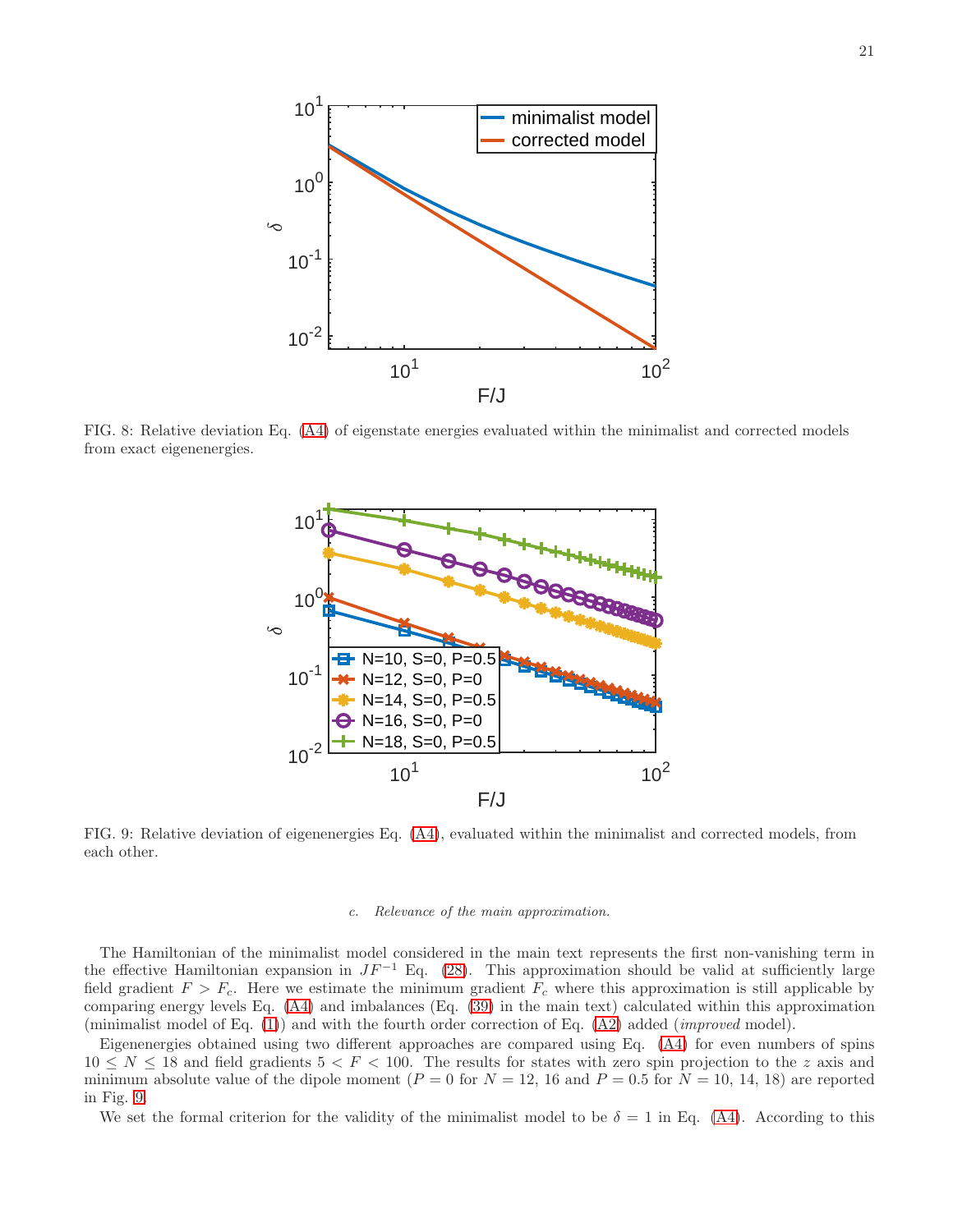FIG. 8: Relative deviation Eq. (A4) of eigenstate energies evaluated within the minimalist and corrected models from exact eigenenergies.

FIG. 9: Relative deviation of eigenenergies Eq. (A4), evaluated within the minimalist and corrected models, from each other.

#### c. *Relevance of the main approximation.*

The Hamiltonian of the minimalist model considered in the main text represents the first non-vanishing term in the effective Hamiltonian expansion in $JF^{-1}$ Eq. (28). This approximation should be valid at sufficiently large field gradient $F > F_c$. Here we estimate the minimum gradient $F_c$ where this approximation is still applicable by comparing energy levels Eq. (A4) and imbalances (Eq. (39) in the main text) calculated within this approximation (minimalist model of Eq. (1)) and with the fourth order correction of Eq. (A2) added (*improved* model).

Eigenenergies obtained using two different approaches are compared using Eq. (A4) for even numbers of spins $10 \le N \le 18$ and field gradients $5 < F < 100$. The results for states with zero spin projection to the $z$ axis and minimum absolute value of the dipole moment ($P = 0$ for $N = 12$, 16 and $P = 0.5$ for $N = 10$, 14, 18) are reported in Fig. 9.

We set the formal criterion for the validity of the minimalist model to be $\delta = 1$ in Eq. (A4). According to this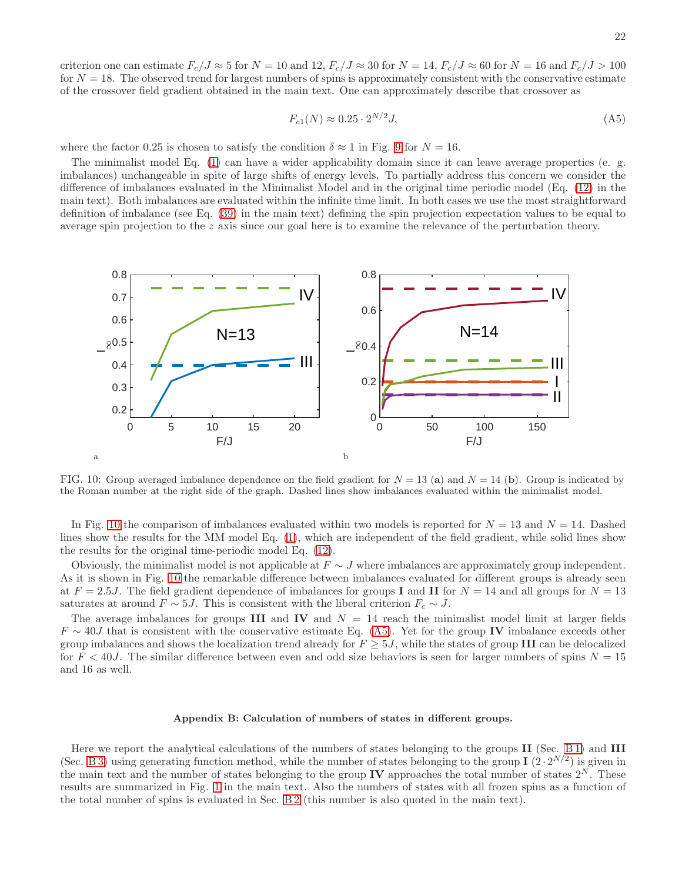criterion one can estimate $F_c/J \approx 5$ for $N = 10$ and 12, $F_c/J \approx 30$ for $N = 14$, $F_c/J \approx 60$ for $N = 16$ and $F_c/J > 100$ for $N = 18$. The observed trend for largest numbers of spins is approximately consistent with the conservative estimate of the crossover field gradient obtained in the main text. One can approximately describe that crossover as

$$F_{c1}(N) \approx 0.25 \cdot 2^{N/2} J, \tag{A5}$$

where the factor 0.25 is chosen to satisfy the condition $\delta \approx 1$ in Fig. 9 for $N = 16$.

The minimalist model Eq. (1) can have a wider applicability domain since it can leave average properties (e. g. imbalances) unchangeable in spite of large shifts of energy levels. To partially address this concern we consider the difference of imbalances evaluated in the Minimalist Model and in the original time periodic model (Eq. (12) in the main text). Both imbalances are evaluated within the infinite time limit. In both cases we use the most straightforward definition of imbalance (see Eq. (39) in the main text) defining the spin projection expectation values to be equal to average spin projection to the $z$ axis since our goal here is to examine the relevance of the perturbation theory.

FIG. 10: Group averaged imbalance dependence on the field gradient for $N = 13$ (**a**) and $N = 14$ (**b**). Group is indicated by the Roman number at the right side of the graph. Dashed lines show imbalances evaluated within the minimalist model.

In Fig. 10 the comparison of imbalances evaluated within two models is reported for $N = 13$ and $N = 14$. Dashed lines show the results for the MM model Eq. (1), which are independent of the field gradient, while solid lines show the results for the original time-periodic model Eq. (12).

Obviously, the minimalist model is not applicable at $F \sim J$ where imbalances are approximately group independent. As it is shown in Fig. 10 the remarkable difference between imbalances evaluated for different groups is already seen at $F = 2.5J$. The field gradient dependence of imbalances for groups **I** and **II** for $N = 14$ and all groups for $N = 13$ saturates at around $F \sim 5J$. This is consistent with the liberal criterion $F_c \sim J$.

The average imbalances for groups **III** and **IV** and $N = 14$ reach the minimalist model limit at larger fields $F \sim 40J$ that is consistent with the conservative estimate Eq. (A5). Yet for the group **IV** imbalance exceeds other group imbalances and shows the localization trend already for $F \geq 5J$, while the states of group **III** can be delocalized for $F < 40J$. The similar difference between even and odd size behaviors is seen for larger numbers of spins $N = 15$ and 16 as well.

### Appendix B: Calculation of numbers of states in different groups.

Here we report the analytical calculations of the numbers of states belonging to the groups **II** (Sec. B 1) and **III** (Sec. B 3) using generating function method, while the number of states belonging to the group **I** ($2 \cdot 2^{N/2}$) is given in the main text and the number of states belonging to the group **IV** approaches the total number of states $2^N$. These results are summarized in Fig. 1 in the main text. Also the numbers of states with all frozen spins as a function of the total number of spins is evaluated in Sec. B 2 (this number is also quoted in the main text).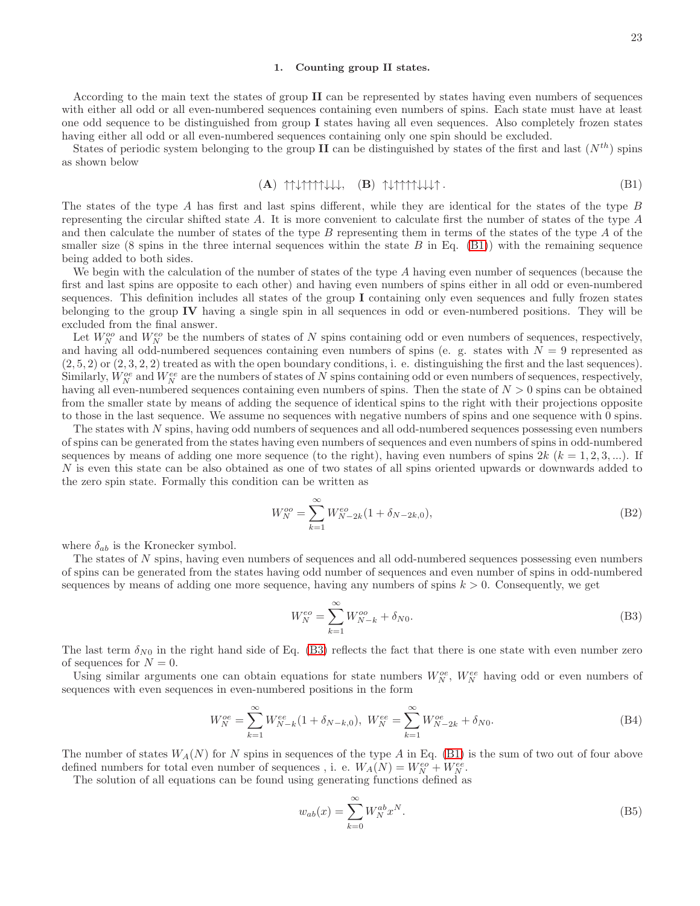### 1. Counting group II states.

According to the main text the states of group **II** can be represented by states having even numbers of sequences with either all odd or all even-numbered sequences containing even numbers of spins. Each state must have at least one odd sequence to be distinguished from group **I** states having all even sequences. Also completely frozen states having either all odd or all even-numbered sequences containing only one spin should be excluded.

States of periodic system belonging to the group **II** can be distinguished by states of the first and last ($N^{th}$) spins as shown below

$$(\mathbf{A})\ \uparrow\uparrow\downarrow\uparrow\uparrow\uparrow\uparrow\downarrow\downarrow\downarrow,\quad (\mathbf{B})\ \uparrow\downarrow\uparrow\uparrow\uparrow\uparrow\downarrow\downarrow\downarrow\uparrow. \tag{B1}$$

The states of the type $A$ has first and last spins different, while they are identical for the states of the type $B$ representing the circular shifted state $A$. It is more convenient to calculate first the number of states of the type $A$ and then calculate the number of states of the type $B$ representing them in terms of the states of the type $A$ of the smaller size (8 spins in the three internal sequences within the state $B$ in Eq. (B1)) with the remaining sequence being added to both sides.

We begin with the calculation of the number of states of the type $A$ having even number of sequences (because the first and last spins are opposite to each other) and having even numbers of spins either in all odd or even-numbered sequences. This definition includes all states of the group **I** containing only even sequences and fully frozen states belonging to the group **IV** having a single spin in all sequences in odd or even-numbered positions. They will be excluded from the final answer.

Let $W_N^{oo}$ and $W_N^{eo}$ be the numbers of states of $N$ spins containing odd or even numbers of sequences, respectively, and having all odd-numbered sequences containing even numbers of spins (e. g. states with $N = 9$ represented as $(2, 5, 2)$ or $(2, 3, 2, 2)$ treated as with the open boundary conditions, i. e. distinguishing the first and the last sequences). Similarly, $W_N^{oe}$ and $W_N^{ee}$ are the numbers of states of $N$ spins containing odd or even numbers of sequences, respectively, having all even-numbered sequences containing even numbers of spins. Then the state of $N > 0$ spins can be obtained from the smaller state by means of adding the sequence of identical spins to the right with their projections opposite to those in the last sequence. We assume no sequences with negative numbers of spins and one sequence with 0 spins.

The states with $N$ spins, having odd numbers of sequences and all odd-numbered sequences possessing even numbers of spins can be generated from the states having even numbers of sequences and even numbers of spins in odd-numbered sequences by means of adding one more sequence (to the right), having even numbers of spins $2k$ $(k = 1, 2, 3, ...)$. If $N$ is even this state can be also obtained as one of two states of all spins oriented upwards or downwards added to the zero spin state. Formally this condition can be written as

$$W_N^{oo} = \sum_{k=1}^{\infty} W_{N-2k}^{eo}(1 + \delta_{N-2k,0}), \tag{B2}$$

where $\delta_{ab}$ is the Kronecker symbol.

The states of $N$ spins, having even numbers of sequences and all odd-numbered sequences possessing even numbers of spins can be generated from the states having odd number of sequences and even number of spins in odd-numbered sequences by means of adding one more sequence, having any numbers of spins $k > 0$. Consequently, we get

$$W_N^{eo} = \sum_{k=1}^{\infty} W_{N-k}^{oo} + \delta_{N0}. \tag{B3}$$

The last term $\delta_{N0}$ in the right hand side of Eq. (B3) reflects the fact that there is one state with even number zero of sequences for $N = 0$.

Using similar arguments one can obtain equations for state numbers $W_N^{oe}$, $W_N^{ee}$ having odd or even numbers of sequences with even sequences in even-numbered positions in the form

$$W_N^{oe} = \sum_{k=1}^{\infty} W_{N-k}^{ee}(1 + \delta_{N-k,0}),\ W_N^{ee} = \sum_{k=1}^{\infty} W_{N-2k}^{oe} + \delta_{N0}. \tag{B4}$$

The number of states $W_A(N)$ for $N$ spins in sequences of the type $A$ in Eq. (B1) is the sum of two out of four above defined numbers for total even number of sequences , i. e. $W_A(N) = W_N^{eo} + W_N^{ee}$.

The solution of all equations can be found using generating functions defined as

$$w_{ab}(x) = \sum_{k=0}^{\infty} W_N^{ab} x^N. \tag{B5}$$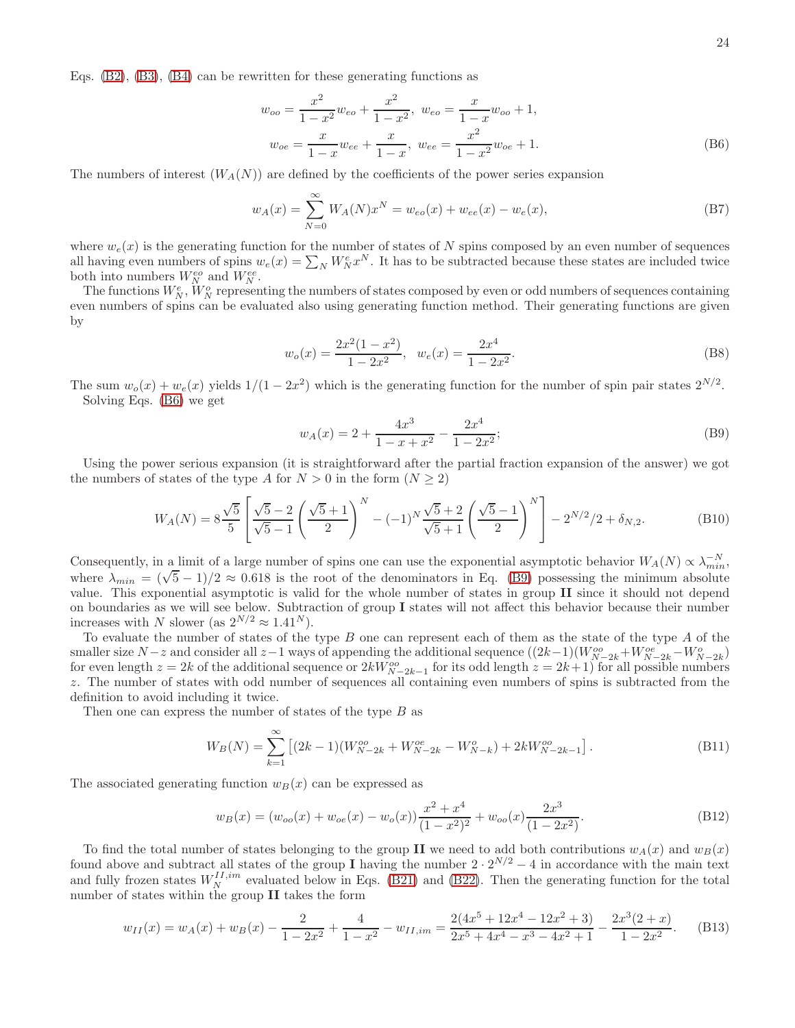Eqs. (B2), (B3), (B4) can be rewritten for these generating functions as

$$w_{oo} = \frac{x^2}{1-x^2}w_{eo} + \frac{x^2}{1-x^2},\ w_{eo} = \frac{x}{1-x}w_{oo} + 1,$$
$$w_{oe} = \frac{x}{1-x}w_{ee} + \frac{x}{1-x},\ w_{ee} = \frac{x^2}{1-x^2}w_{oe} + 1. \tag{B6}$$

The numbers of interest ($W_A(N)$) are defined by the coefficients of the power series expansion

$$w_A(x) = \sum_{N=0}^{\infty} W_A(N)x^N = w_{eo}(x) + w_{ee}(x) - w_e(x), \tag{B7}$$

where $w_e(x)$ is the generating function for the number of states of $N$ spins composed by an even number of sequences all having even numbers of spins $w_e(x) = \sum_N W_N^e x^N$. It has to be subtracted because these states are included twice both into numbers $W_N^{eo}$ and $W_N^{ee}$.

The functions $W_N^e$, $W_N^o$ representing the numbers of states composed by even or odd numbers of sequences containing even numbers of spins can be evaluated also using generating function method. Their generating functions are given by

$$w_o(x) = \frac{2x^2(1-x^2)}{1-2x^2},\ \ w_e(x) = \frac{2x^4}{1-2x^2}. \tag{B8}$$

The sum $w_o(x) + w_e(x)$ yields $1/(1-2x^2)$ which is the generating function for the number of spin pair states $2^{N/2}$.

Solving Eqs. (B6) we get

$$w_A(x) = 2 + \frac{4x^3}{1-x+x^2} - \frac{2x^4}{1-2x^2}; \tag{B9}$$

Using the power serious expansion (it is straightforward after the partial fraction expansion of the answer) we got the numbers of states of the type $A$ for $N > 0$ in the form ($N \geq 2$)

$$W_A(N) = 8\frac{\sqrt{5}}{5}\left[\frac{\sqrt{5}-2}{\sqrt{5}-1}\left(\frac{\sqrt{5}+1}{2}\right)^N - (-1)^N\frac{\sqrt{5}+2}{\sqrt{5}+1}\left(\frac{\sqrt{5}-1}{2}\right)^N\right] - 2^{N/2}/2 + \delta_{N,2}. \tag{B10}$$

Consequently, in a limit of a large number of spins one can use the exponential asymptotic behavior $W_A(N) \propto \lambda_{min}^{-N}$, where $\lambda_{min} = (\sqrt{5}-1)/2 \approx 0.618$ is the root of the denominators in Eq. (B9) possessing the minimum absolute value. This exponential asymptotic is valid for the whole number of states in group **II** since it should not depend on boundaries as we will see below. Subtraction of group **I** states will not affect this behavior because their number increases with $N$ slower (as $2^{N/2} \approx 1.41^N$).

To evaluate the number of states of the type $B$ one can represent each of them as the state of the type $A$ of the smaller size $N-z$ and consider all $z-1$ ways of appending the additional sequence ($(2k-1)(W_{N-2k}^{oo} + W_{N-2k}^{oe} - W_{N-2k}^{o})$ for even length $z = 2k$ of the additional sequence or $2kW_{N-2k-1}^{oo}$ for its odd length $z = 2k+1$) for all possible numbers $z$. The number of states with odd number of sequences all containing even numbers of spins is subtracted from the definition to avoid including it twice.

Then one can express the number of states of the type $B$ as

$$W_B(N) = \sum_{k=1}^{\infty}\left[(2k-1)(W_{N-2k}^{oo} + W_{N-2k}^{oe} - W_{N-k}^{o}) + 2kW_{N-2k-1}^{oo}\right]. \tag{B11}$$

The associated generating function $w_B(x)$ can be expressed as

$$w_B(x) = (w_{oo}(x) + w_{oe}(x) - w_o(x))\frac{x^2+x^4}{(1-x^2)^2} + w_{oo}(x)\frac{2x^3}{(1-2x^2)}. \tag{B12}$$

To find the total number of states belonging to the group **II** we need to add both contributions $w_A(x)$ and $w_B(x)$ found above and subtract all states of the group **I** having the number $2 \cdot 2^{N/2} - 4$ in accordance with the main text and fully frozen states $W_N^{II,im}$ evaluated below in Eqs. (B21) and (B22). Then the generating function for the total number of states within the group **II** takes the form

$$w_{II}(x) = w_A(x) + w_B(x) - \frac{2}{1-2x^2} + \frac{4}{1-x^2} - w_{II,im} = \frac{2(4x^5 + 12x^4 - 12x^2 + 3)}{2x^5 + 4x^4 - x^3 - 4x^2 + 1} - \frac{2x^3(2+x)}{1-2x^2}. \tag{B13}$$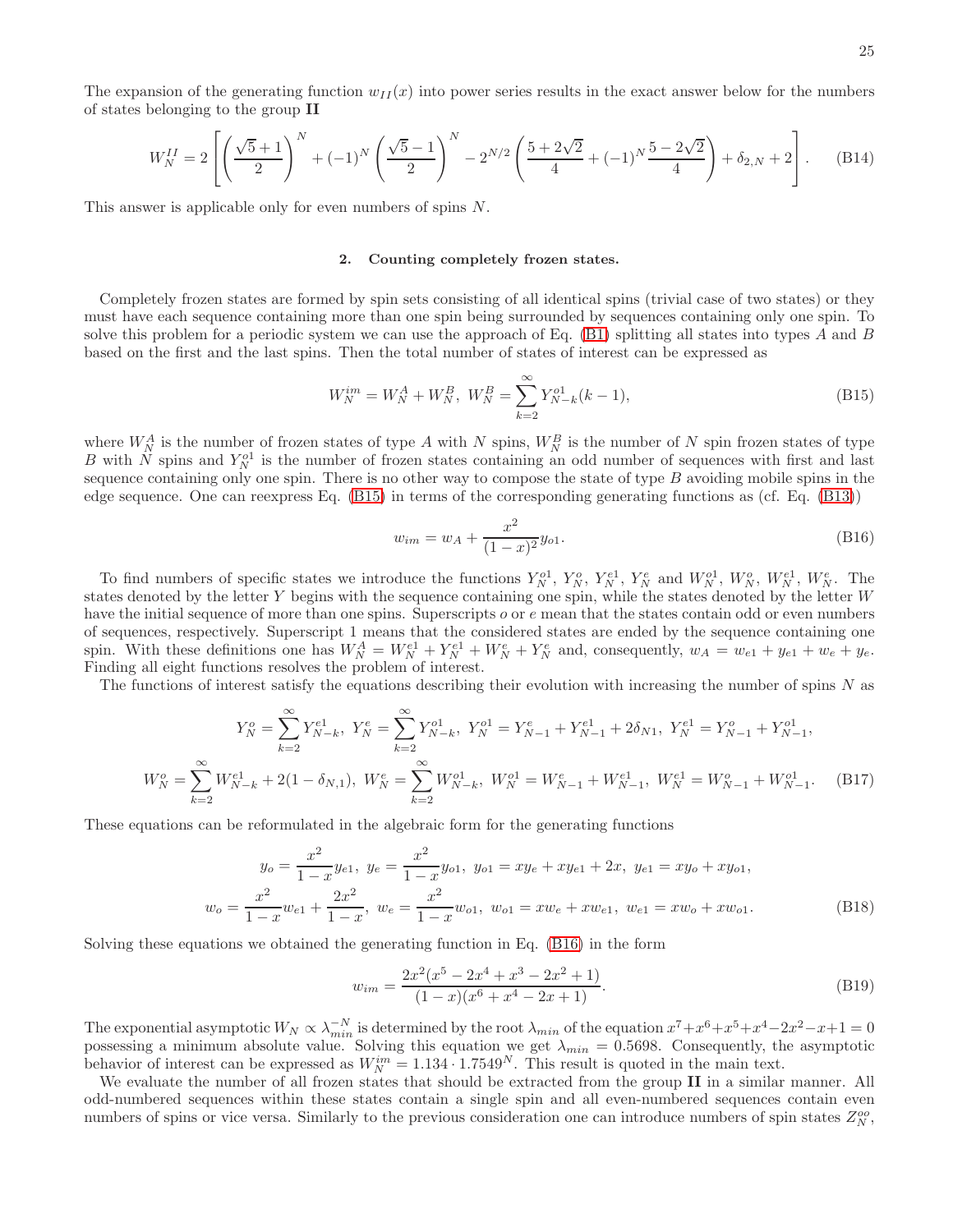The expansion of the generating function $w_{II}(x)$ into power series results in the exact answer below for the numbers of states belonging to the group **II**

$$W_N^{II} = 2\left[\left(\frac{\sqrt{5}+1}{2}\right)^N + (-1)^N\left(\frac{\sqrt{5}-1}{2}\right)^N - 2^{N/2}\left(\frac{5+2\sqrt{2}}{4} + (-1)^N\frac{5-2\sqrt{2}}{4}\right) + \delta_{2,N} + 2\right]. \tag{B14}$$

This answer is applicable only for even numbers of spins $N$.

### 2. Counting completely frozen states.

Completely frozen states are formed by spin sets consisting of all identical spins (trivial case of two states) or they must have each sequence containing more than one spin being surrounded by sequences containing only one spin. To solve this problem for a periodic system we can use the approach of Eq. (B1) splitting all states into types $A$ and $B$ based on the first and the last spins. Then the total number of states of interest can be expressed as

$$W_N^{im} = W_N^A + W_N^B, \; W_N^B = \sum_{k=2}^{\infty} Y_{N-k}^{o1}(k-1), \tag{B15}$$

where $W_N^A$ is the number of frozen states of type $A$ with $N$ spins, $W_N^B$ is the number of $N$ spin frozen states of type $B$ with $N$ spins and $Y_N^{o1}$ is the number of frozen states containing an odd number of sequences with first and last sequence containing only one spin. There is no other way to compose the state of type $B$ avoiding mobile spins in the edge sequence. One can reexpress Eq. (B15) in terms of the corresponding generating functions as (cf. Eq. (B13))

$$w_{im} = w_A + \frac{x^2}{(1-x)^2}y_{o1}. \tag{B16}$$

To find numbers of specific states we introduce the functions $Y_N^{o1}$, $Y_N^o$, $Y_N^{e1}$, $Y_N^e$ and $W_N^{o1}$, $W_N^o$, $W_N^{e1}$, $W_N^e$. The states denoted by the letter $Y$ begins with the sequence containing one spin, while the states denoted by the letter $W$ have the initial sequence of more than one spins. Superscripts $o$ or $e$ mean that the states contain odd or even numbers of sequences, respectively. Superscript 1 means that the considered states are ended by the sequence containing one spin. With these definitions one has $W_N^A = W_N^{e1} + Y_N^{e1} + W_N^e + Y_N^e$ and, consequently, $w_A = w_{e1} + y_{e1} + w_e + y_e$. Finding all eight functions resolves the problem of interest.

The functions of interest satisfy the equations describing their evolution with increasing the number of spins $N$ as

$$Y_N^o = \sum_{k=2}^{\infty} Y_{N-k}^{e1}, \; Y_N^e = \sum_{k=2}^{\infty} Y_{N-k}^{o1}, \; Y_N^{o1} = Y_{N-1}^e + Y_{N-1}^{e1} + 2\delta_{N1}, \; Y_N^{e1} = Y_{N-1}^o + Y_{N-1}^{o1},$$
$$W_N^o = \sum_{k=2}^{\infty} W_{N-k}^{e1} + 2(1-\delta_{N,1}), \; W_N^e = \sum_{k=2}^{\infty} W_{N-k}^{o1}, \; W_N^{o1} = W_{N-1}^e + W_{N-1}^{e1}, \; W_N^{e1} = W_{N-1}^o + W_{N-1}^{o1}. \tag{B17}$$

These equations can be reformulated in the algebraic form for the generating functions

$$y_o = \frac{x^2}{1-x}y_{e1}, \; y_e = \frac{x^2}{1-x}y_{o1}, \; y_{o1} = xy_e + xy_{e1} + 2x, \; y_{e1} = xy_o + xy_{o1},$$
$$w_o = \frac{x^2}{1-x}w_{e1} + \frac{2x^2}{1-x}, \; w_e = \frac{x^2}{1-x}w_{o1}, \; w_{o1} = xw_e + xw_{e1}, \; w_{e1} = xw_o + xw_{o1}. \tag{B18}$$

Solving these equations we obtained the generating function in Eq. (B16) in the form

$$w_{im} = \frac{2x^2(x^5 - 2x^4 + x^3 - 2x^2 + 1)}{(1-x)(x^6 + x^4 - 2x + 1)}. \tag{B19}$$

The exponential asymptotic $W_N \propto \lambda_{min}^{-N}$ is determined by the root $\lambda_{min}$ of the equation $x^7+x^6+x^5+x^4-2x^2-x+1 = 0$ possessing a minimum absolute value. Solving this equation we get $\lambda_{min} = 0.5698$. Consequently, the asymptotic behavior of interest can be expressed as $W_N^{im} = 1.134 \cdot 1.7549^N$. This result is quoted in the main text.

We evaluate the number of all frozen states that should be extracted from the group **II** in a similar manner. All odd-numbered sequences within these states contain a single spin and all even-numbered sequences contain even numbers of spins or vice versa. Similarly to the previous consideration one can introduce numbers of spin states $Z_N^{oo}$,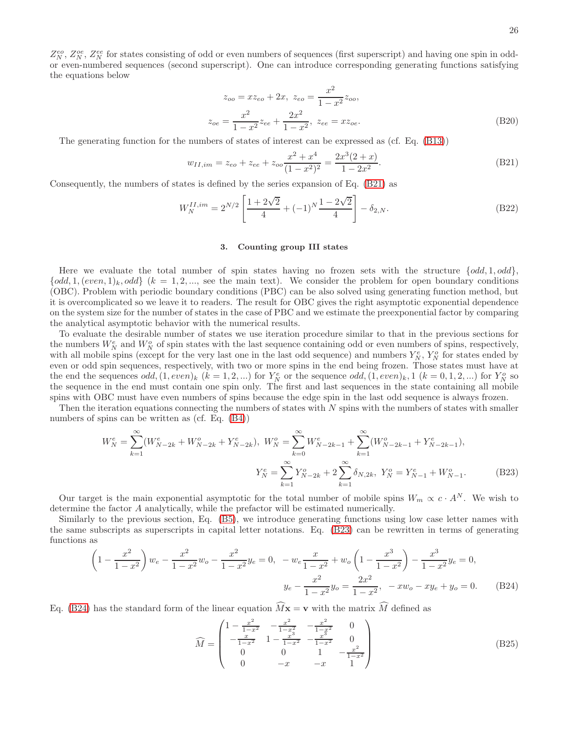$Z_N^{eo}$, $Z_N^{oe}$, $Z_N^{ee}$ for states consisting of odd or even numbers of sequences (first superscript) and having one spin in odd- or even-numbered sequences (second superscript). One can introduce corresponding generating functions satisfying the equations below

$$
z_{oo} = xz_{eo} + 2x, \; z_{eo} = \frac{x^2}{1-x^2} z_{oo},
$$
$$
z_{oe} = \frac{x^2}{1-x^2} z_{ee} + \frac{2x^2}{1-x^2}, \; z_{ee} = xz_{oe}. \tag{B20}
$$

The generating function for the numbers of states of interest can be expressed as (cf. Eq. (B13))

$$
w_{II,im} = z_{eo} + z_{ee} + z_{oo} \frac{x^2 + x^4}{(1-x^2)^2} = \frac{2x^3(2+x)}{1-2x^2}. \tag{B21}
$$

Consequently, the numbers of states is defined by the series expansion of Eq. (B21) as

$$
W_N^{II,im} = 2^{N/2} \left[ \frac{1+2\sqrt{2}}{4} + (-1)^N \frac{1-2\sqrt{2}}{4} \right] - \delta_{2,N}. \tag{B22}
$$

### 3. Counting group III states

Here we evaluate the total number of spin states having no frozen sets with the structure $\{odd, 1, odd\}$, $\{odd, 1, (even, 1)_k, odd\}$ ($k = 1, 2, ...$, see the main text). We consider the problem for open boundary conditions (OBC). Problem with periodic boundary conditions (PBC) can be also solved using generating function method, but it is overcomplicated so we leave it to readers. The result for OBC gives the right asymptotic exponential dependence on the system size for the number of states in the case of PBC and we estimate the preexponential factor by comparing the analytical asymptotic behavior with the numerical results.

To evaluate the desirable number of states we use iteration procedure similar to that in the previous sections for the numbers $W_N^e$ and $W_N^o$ of spin states with the last sequence containing odd or even numbers of spins, respectively, with all mobile spins (except for the very last one in the last odd sequence) and numbers $Y_N^e$, $Y_N^o$ for states ended by even or odd spin sequences, respectively, with two or more spins in the end being frozen. Those states must have at the end the sequences $odd, (1, even)_k$ ($k = 1, 2, ...$) for $Y_N^e$ or the sequence $odd, (1, even)_k, 1$ ($k = 0, 1, 2, ...$) for $Y_N^o$ so the sequence in the end must contain one spin only. The first and last sequences in the state containing all mobile spins with OBC must have even numbers of spins because the edge spin in the last odd sequence is always frozen.

Then the iteration equations connecting the numbers of states with $N$ spins with the numbers of states with smaller numbers of spins can be written as (cf. Eq. (B4))

$$
W_N^e = \sum_{k=1}^{\infty} (W_{N-2k}^e + W_{N-2k}^o + Y_{N-2k}^e), \; W_N^o = \sum_{k=0}^{\infty} W_{N-2k-1}^e + \sum_{k=1}^{\infty} (W_{N-2k-1}^o + Y_{N-2k-1}^e),
$$
$$
Y_N^e = \sum_{k=1}^{\infty} Y_{N-2k}^o + 2\sum_{k=1}^{\infty} \delta_{N,2k}, \; Y_N^o = Y_{N-1}^e + W_{N-1}^o. \tag{B23}
$$

Our target is the main exponential asymptotic for the total number of mobile spins $W_m \propto c \cdot A^N$. We wish to determine the factor $A$ analytically, while the prefactor will be estimated numerically.

Similarly to the previous section, Eq. (B5), we introduce generating functions using low case letter names with the same subscripts as superscripts in capital letter notations. Eq. (B23) can be rewritten in terms of generating functions as

$$
\left(1 - \frac{x^2}{1-x^2}\right) w_e - \frac{x^2}{1-x^2} w_o - \frac{x^2}{1-x^2} y_e = 0, \; -w_e \frac{x}{1-x^2} + w_o \left(1 - \frac{x^3}{1-x^2}\right) - \frac{x^3}{1-x^2} y_e = 0,
$$
$$
y_e - \frac{x^2}{1-x^2} y_o = \frac{2x^2}{1-x^2}, \; -xw_o - xy_e + y_o = 0. \tag{B24}
$$

Eq. (B24) has the standard form of the linear equation $\widehat{M}\mathbf{x} = \mathbf{v}$ with the matrix $\widehat{M}$ defined as

$$
\widehat{M} = \begin{pmatrix} 1 - \frac{x^2}{1-x^2} & -\frac{x^2}{1-x^2} & -\frac{x^2}{1-x^2} & 0 \\ -\frac{x}{1-x^2} & 1 - \frac{x^3}{1-x^2} & -\frac{x^3}{1-x^2} & 0 \\ 0 & 0 & 1 & -\frac{x^2}{1-x^2} \\ 0 & -x & -x & 1 \end{pmatrix} \tag{B25}
$$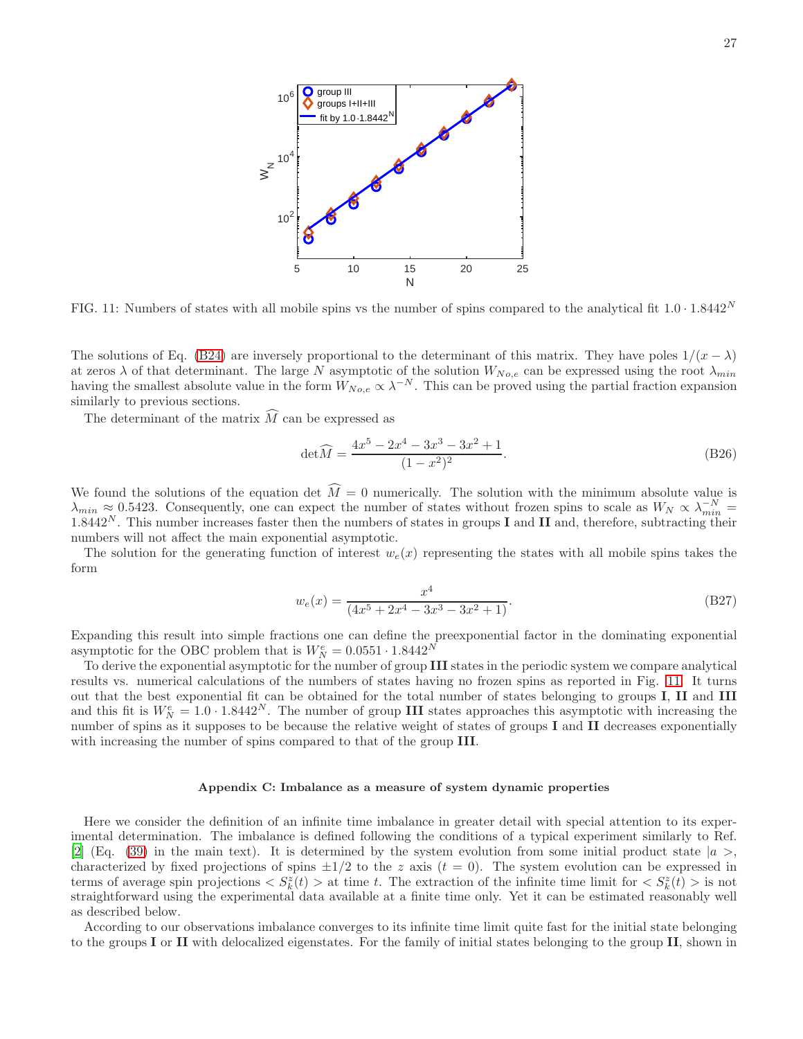FIG. 11: Numbers of states with all mobile spins vs the number of spins compared to the analytical fit $1.0 \cdot 1.8442^N$

The solutions of Eq. (B24) are inversely proportional to the determinant of this matrix. They have poles $1/(x-\lambda)$ at zeros $\lambda$ of that determinant. The large $N$ asymptotic of the solution $W_{No,e}$ can be expressed using the root $\lambda_{min}$ having the smallest absolute value in the form $W_{No,e} \propto \lambda^{-N}$. This can be proved using the partial fraction expansion similarly to previous sections.

The determinant of the matrix $\widehat{M}$ can be expressed as

$$\det\widehat{M} = \frac{4x^5 - 2x^4 - 3x^3 - 3x^2 + 1}{(1-x^2)^2}. \tag{B26}$$

We found the solutions of the equation $\det\,\widehat{M} = 0$ numerically. The solution with the minimum absolute value is $\lambda_{min} \approx 0.5423$. Consequently, one can expect the number of states without frozen spins to scale as $W_N \propto \lambda_{min}^{-N} = 1.8442^N$. This number increases faster then the numbers of states in groups **I** and **II** and, therefore, subtracting their numbers will not affect the main exponential asymptotic.

The solution for the generating function of interest $w_e(x)$ representing the states with all mobile spins takes the form

$$w_e(x) = \frac{x^4}{(4x^5 + 2x^4 - 3x^3 - 3x^2 + 1)}. \tag{B27}$$

Expanding this result into simple fractions one can define the preexponential factor in the dominating exponential asymptotic for the OBC problem that is $W_N^e = 0.0551 \cdot 1.8442^N$

To derive the exponential asymptotic for the number of group **III** states in the periodic system we compare analytical results vs. numerical calculations of the numbers of states having no frozen spins as reported in Fig. 11. It turns out that the best exponential fit can be obtained for the total number of states belonging to groups **I**, **II** and **III** and this fit is $W_N^e = 1.0 \cdot 1.8442^N$. The number of group **III** states approaches this asymptotic with increasing the number of spins as it supposes to be because the relative weight of states of groups **I** and **II** decreases exponentially with increasing the number of spins compared to that of the group **III**.

### Appendix C: Imbalance as a measure of system dynamic properties

Here we consider the definition of an infinite time imbalance in greater detail with special attention to its experimental determination. The imbalance is defined following the conditions of a typical experiment similarly to Ref. [2] (Eq. (39) in the main text). It is determined by the system evolution from some initial product state $|a>$, characterized by fixed projections of spins $\pm 1/2$ to the $z$ axis ($t = 0$). The system evolution can be expressed in terms of average spin projections $< S_k^z(t) >$ at time $t$. The extraction of the infinite time limit for $< S_k^z(t) >$ is not straightforward using the experimental data available at a finite time only. Yet it can be estimated reasonably well as described below.

According to our observations imbalance converges to its infinite time limit quite fast for the initial state belonging to the groups **I** or **II** with delocalized eigenstates. For the family of initial states belonging to the group **II**, shown in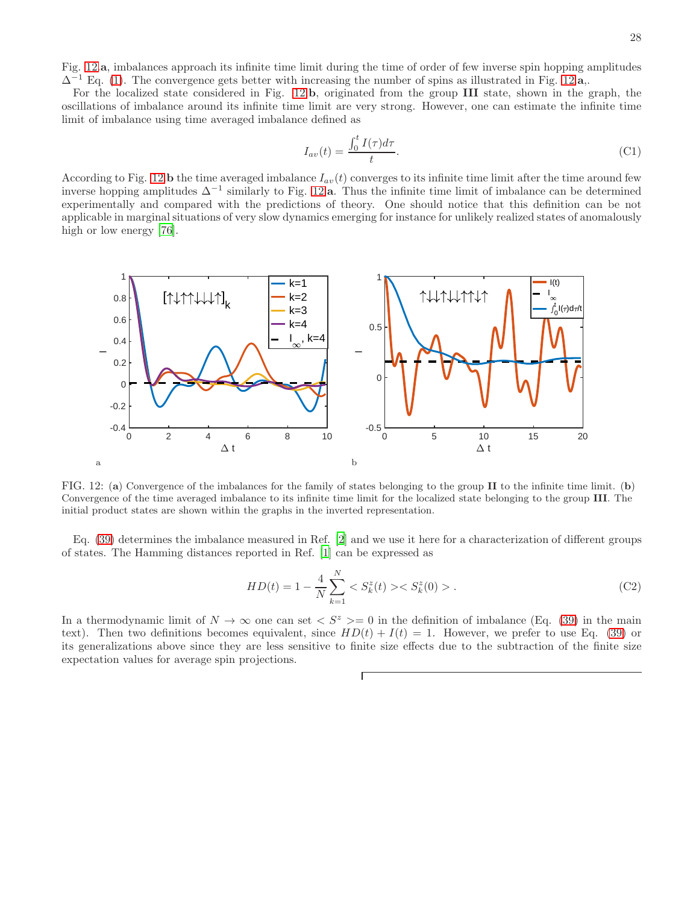Fig. 12**a**, imbalances approach its infinite time limit during the time of order of few inverse spin hopping amplitudes $\Delta^{-1}$ Eq. (1). The convergence gets better with increasing the number of spins as illustrated in Fig. 12**a**,.

For the localized state considered in Fig. 12**b**, originated from the group **III** state, shown in the graph, the oscillations of imbalance around its infinite time limit are very strong. However, one can estimate the infinite time limit of imbalance using time averaged imbalance defined as

$$I_{av}(t) = \frac{\int_0^t I(\tau)d\tau}{t}. \tag{C1}$$

According to Fig. 12**b** the time averaged imbalance $I_{av}(t)$ converges to its infinite time limit after the time around few inverse hopping amplitudes $\Delta^{-1}$ similarly to Fig. 12**a**. Thus the infinite time limit of imbalance can be determined experimentally and compared with the predictions of theory. One should notice that this definition can be not applicable in marginal situations of very slow dynamics emerging for instance for unlikely realized states of anomalously high or low energy [76].

a

[↑↓↑↑↓↓↓↑]$_k$

k=1
k=2
k=3
k=4
$I_\infty$, k=4

I

Δ t

b

↑↓↓↑↓↓↑↑↓↑

I(t)
$I_\infty$
$\int_0^t I(\tau)d\tau/t$

I

Δ t

FIG. 12: (**a**) Convergence of the imbalances for the family of states belonging to the group **II** to the infinite time limit. (**b**) Convergence of the time averaged imbalance to its infinite time limit for the localized state belonging to the group **III**. The initial product states are shown within the graphs in the inverted representation.

Eq. (39) determines the imbalance measured in Ref. [2] and we use it here for a characterization of different groups of states. The Hamming distances reported in Ref. [1] can be expressed as

$$HD(t) = 1 - \frac{4}{N}\sum_{k=1}^{N} < S_k^z(t) >< S_k^z(0) > . \tag{C2}$$

In a thermodynamic limit of $N \to \infty$ one can set $< S^z >= 0$ in the definition of imbalance (Eq. (39) in the main text). Then two definitions becomes equivalent, since $HD(t) + I(t) = 1$. However, we prefer to use Eq. (39) or its generalizations above since they are less sensitive to finite size effects due to the subtraction of the finite size expectation values for average spin projections.